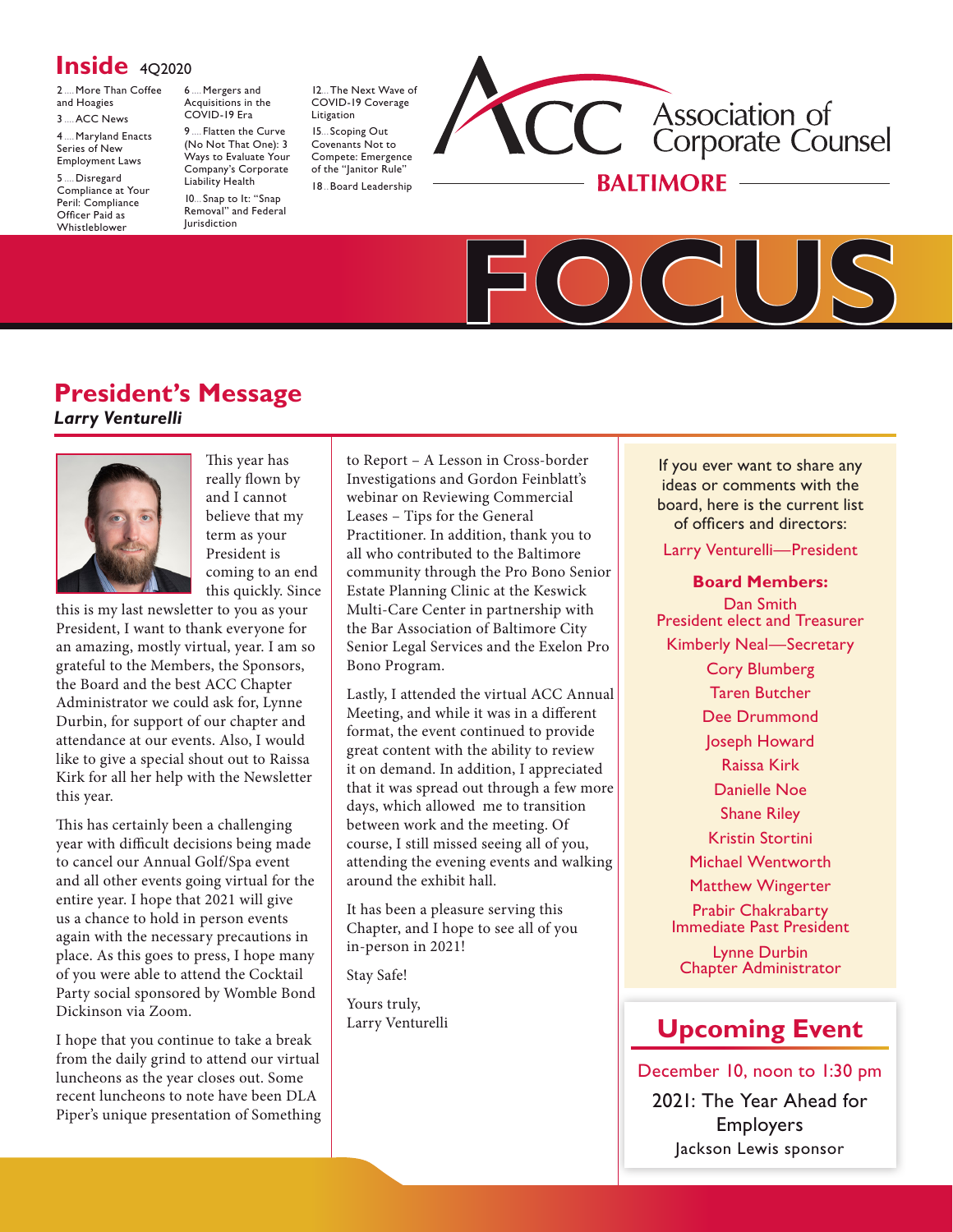## Inside 4Q2020

2 .... More Than Coffee and Hoagies
3 .... ACC News
4 .... Maryland Enacts Series of New Employment Laws
5 .... Disregard Compliance at Your Peril: Compliance Officer Paid as Whistleblower
6 .... Mergers and Acquisitions in the COVID-19 Era
9 .... Flatten the Curve (No Not That One): 3 Ways to Evaluate Your Company's Corporate Liability Health
10... Snap to It: "Snap Removal" and Federal Jurisdiction
12... The Next Wave of COVID-19 Coverage Litigation
15... Scoping Out Covenants Not to Compete: Emergence of the "Janitor Rule"
18.. Board Leadership

Association of Corporate Counsel
BALTIMORE

# FOCUS

## President's Message

***Larry Venturelli***

This year has really flown by and I cannot believe that my term as your President is coming to an end this quickly. Since this is my last newsletter to you as your President, I want to thank everyone for an amazing, mostly virtual, year. I am so grateful to the Members, the Sponsors, the Board and the best ACC Chapter Administrator we could ask for, Lynne Durbin, for support of our chapter and attendance at our events. Also, I would like to give a special shout out to Raissa Kirk for all her help with the Newsletter this year.

This has certainly been a challenging year with difficult decisions being made to cancel our Annual Golf/Spa event and all other events going virtual for the entire year. I hope that 2021 will give us a chance to hold in person events again with the necessary precautions in place. As this goes to press, I hope many of you were able to attend the Cocktail Party social sponsored by Womble Bond Dickinson via Zoom.

I hope that you continue to take a break from the daily grind to attend our virtual luncheons as the year closes out. Some recent luncheons to note have been DLA Piper's unique presentation of Something to Report – A Lesson in Cross-border Investigations and Gordon Feinblatt's webinar on Reviewing Commercial Leases – Tips for the General Practitioner. In addition, thank you to all who contributed to the Baltimore community through the Pro Bono Senior Estate Planning Clinic at the Keswick Multi-Care Center in partnership with the Bar Association of Baltimore City Senior Legal Services and the Exelon Pro Bono Program.

Lastly, I attended the virtual ACC Annual Meeting, and while it was in a different format, the event continued to provide great content with the ability to review it on demand. In addition, I appreciated that it was spread out through a few more days, which allowed me to transition between work and the meeting. Of course, I still missed seeing all of you, attending the evening events and walking around the exhibit hall.

It has been a pleasure serving this Chapter, and I hope to see all of you in-person in 2021!

Stay Safe!

Yours truly,
Larry Venturelli

---

If you ever want to share any ideas or comments with the board, here is the current list of officers and directors:

Larry Venturelli—President

**Board Members:**

Dan Smith
President elect and Treasurer

Kimberly Neal—Secretary

Cory Blumberg

Taren Butcher

Dee Drummond

Joseph Howard

Raissa Kirk

Danielle Noe

Shane Riley

Kristin Stortini

Michael Wentworth

Matthew Wingerter

Prabir Chakrabarty
Immediate Past President

Lynne Durbin
Chapter Administrator

## Upcoming Event

December 10, noon to 1:30 pm

2021: The Year Ahead for Employers

Jackson Lewis sponsor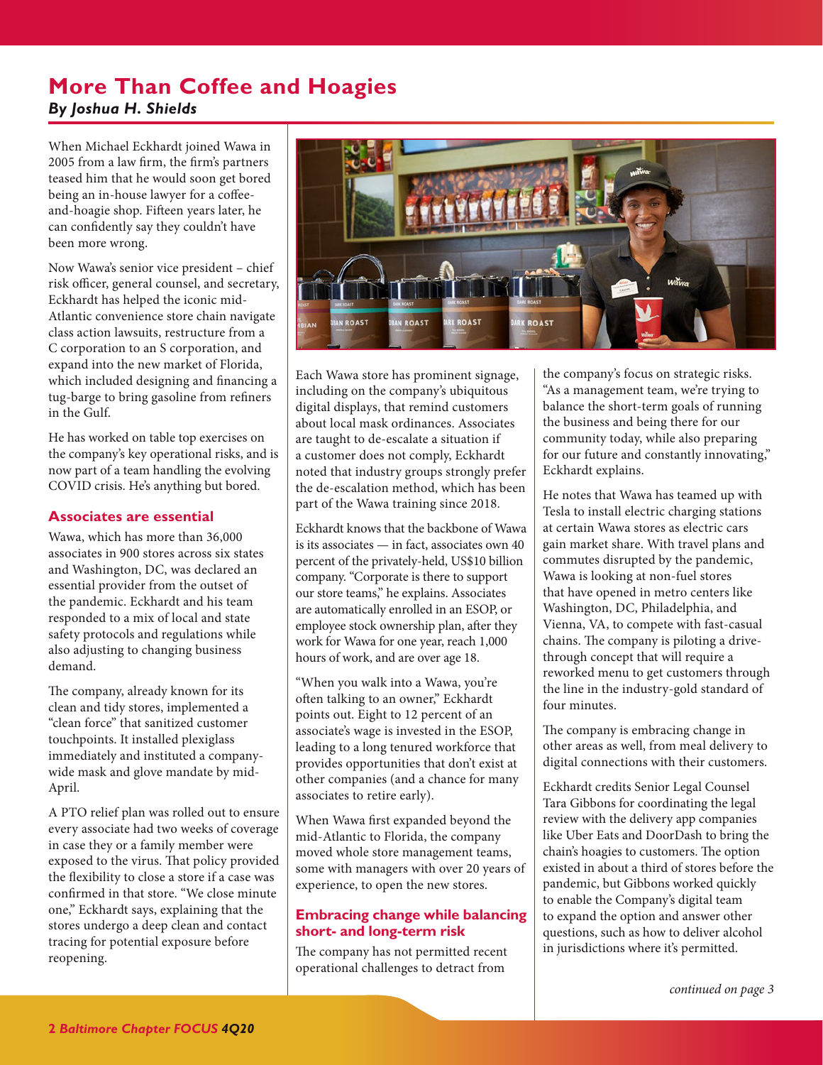# More Than Coffee and Hoagies

***By Joshua H. Shields***

When Michael Eckhardt joined Wawa in 2005 from a law firm, the firm's partners teased him that he would soon get bored being an in-house lawyer for a coffee-and-hoagie shop. Fifteen years later, he can confidently say they couldn't have been more wrong.

Now Wawa's senior vice president – chief risk officer, general counsel, and secretary, Eckhardt has helped the iconic mid-Atlantic convenience store chain navigate class action lawsuits, restructure from a C corporation to an S corporation, and expand into the new market of Florida, which included designing and financing a tug-barge to bring gasoline from refiners in the Gulf.

He has worked on table top exercises on the company's key operational risks, and is now part of a team handling the evolving COVID crisis. He's anything but bored.

## Associates are essential

Wawa, which has more than 36,000 associates in 900 stores across six states and Washington, DC, was declared an essential provider from the outset of the pandemic. Eckhardt and his team responded to a mix of local and state safety protocols and regulations while also adjusting to changing business demand.

The company, already known for its clean and tidy stores, implemented a "clean force" that sanitized customer touchpoints. It installed plexiglass immediately and instituted a company-wide mask and glove mandate by mid-April.

A PTO relief plan was rolled out to ensure every associate had two weeks of coverage in case they or a family member were exposed to the virus. That policy provided the flexibility to close a store if a case was confirmed in that store. "We close minute one," Eckhardt says, explaining that the stores undergo a deep clean and contact tracing for potential exposure before reopening.

Each Wawa store has prominent signage, including on the company's ubiquitous digital displays, that remind customers about local mask ordinances. Associates are taught to de-escalate a situation if a customer does not comply, Eckhardt noted that industry groups strongly prefer the de-escalation method, which has been part of the Wawa training since 2018.

Eckhardt knows that the backbone of Wawa is its associates — in fact, associates own 40 percent of the privately-held, US$10 billion company. "Corporate is there to support our store teams," he explains. Associates are automatically enrolled in an ESOP, or employee stock ownership plan, after they work for Wawa for one year, reach 1,000 hours of work, and are over age 18.

"When you walk into a Wawa, you're often talking to an owner," Eckhardt points out. Eight to 12 percent of an associate's wage is invested in the ESOP, leading to a long tenured workforce that provides opportunities that don't exist at other companies (and a chance for many associates to retire early).

When Wawa first expanded beyond the mid-Atlantic to Florida, the company moved whole store management teams, some with managers with over 20 years of experience, to open the new stores.

## Embracing change while balancing short- and long-term risk

The company has not permitted recent operational challenges to detract from the company's focus on strategic risks. "As a management team, we're trying to balance the short-term goals of running the business and being there for our community today, while also preparing for our future and constantly innovating," Eckhardt explains.

He notes that Wawa has teamed up with Tesla to install electric charging stations at certain Wawa stores as electric cars gain market share. With travel plans and commutes disrupted by the pandemic, Wawa is looking at non-fuel stores that have opened in metro centers like Washington, DC, Philadelphia, and Vienna, VA, to compete with fast-casual chains. The company is piloting a drive-through concept that will require a reworked menu to get customers through the line in the industry-gold standard of four minutes.

The company is embracing change in other areas as well, from meal delivery to digital connections with their customers.

Eckhardt credits Senior Legal Counsel Tara Gibbons for coordinating the legal review with the delivery app companies like Uber Eats and DoorDash to bring the chain's hoagies to customers. The option existed in about a third of stores before the pandemic, but Gibbons worked quickly to enable the Company's digital team to expand the option and answer other questions, such as how to deliver alcohol in jurisdictions where it's permitted.

*continued on page 3*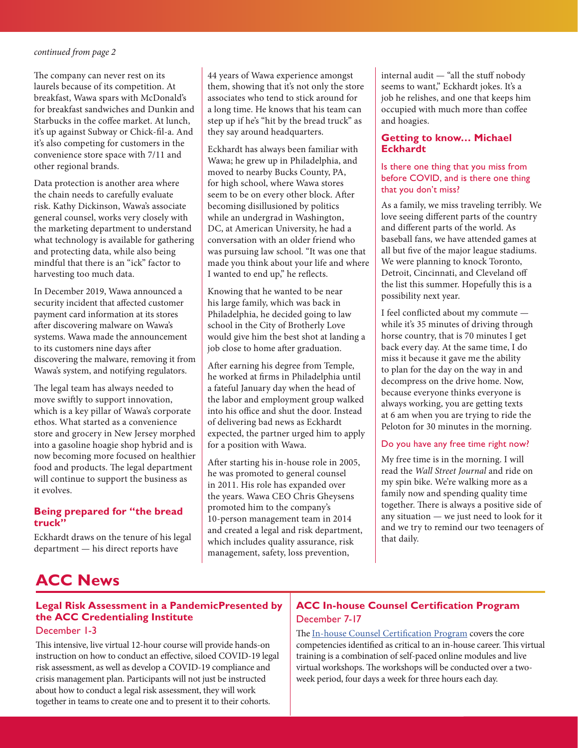*continued from page 2*

The company can never rest on its laurels because of its competition. At breakfast, Wawa spars with McDonald's for breakfast sandwiches and Dunkin and Starbucks in the coffee market. At lunch, it's up against Subway or Chick-fil-a. And it's also competing for customers in the convenience store space with 7/11 and other regional brands.

Data protection is another area where the chain needs to carefully evaluate risk. Kathy Dickinson, Wawa's associate general counsel, works very closely with the marketing department to understand what technology is available for gathering and protecting data, while also being mindful that there is an "ick" factor to harvesting too much data.

In December 2019, Wawa announced a security incident that affected customer payment card information at its stores after discovering malware on Wawa's systems. Wawa made the announcement to its customers nine days after discovering the malware, removing it from Wawa's system, and notifying regulators.

The legal team has always needed to move swiftly to support innovation, which is a key pillar of Wawa's corporate ethos. What started as a convenience store and grocery in New Jersey morphed into a gasoline hoagie shop hybrid and is now becoming more focused on healthier food and products. The legal department will continue to support the business as it evolves.

### Being prepared for "the bread truck"

Eckhardt draws on the tenure of his legal department — his direct reports have 44 years of Wawa experience amongst them, showing that it's not only the store associates who tend to stick around for a long time. He knows that his team can step up if he's "hit by the bread truck" as they say around headquarters.

Eckhardt has always been familiar with Wawa; he grew up in Philadelphia, and moved to nearby Bucks County, PA, for high school, where Wawa stores seem to be on every other block. After becoming disillusioned by politics while an undergrad in Washington, DC, at American University, he had a conversation with an older friend who was pursuing law school. "It was one that made you think about your life and where I wanted to end up," he reflects.

Knowing that he wanted to be near his large family, which was back in Philadelphia, he decided going to law school in the City of Brotherly Love would give him the best shot at landing a job close to home after graduation.

After earning his degree from Temple, he worked at firms in Philadelphia until a fateful January day when the head of the labor and employment group walked into his office and shut the door. Instead of delivering bad news as Eckhardt expected, the partner urged him to apply for a position with Wawa.

After starting his in-house role in 2005, he was promoted to general counsel in 2011. His role has expanded over the years. Wawa CEO Chris Gheysens promoted him to the company's 10-person management team in 2014 and created a legal and risk department, which includes quality assurance, risk management, safety, loss prevention, internal audit — "all the stuff nobody seems to want," Eckhardt jokes. It's a job he relishes, and one that keeps him occupied with much more than coffee and hoagies.

### Getting to know… Michael Eckhardt

#### Is there one thing that you miss from before COVID, and is there one thing that you don't miss?

As a family, we miss traveling terribly. We love seeing different parts of the country and different parts of the world. As baseball fans, we have attended games at all but five of the major league stadiums. We were planning to knock Toronto, Detroit, Cincinnati, and Cleveland off the list this summer. Hopefully this is a possibility next year.

I feel conflicted about my commute — while it's 35 minutes of driving through horse country, that is 70 minutes I get back every day. At the same time, I do miss it because it gave me the ability to plan for the day on the way in and decompress on the drive home. Now, because everyone thinks everyone is always working, you are getting texts at 6 am when you are trying to ride the Peloton for 30 minutes in the morning.

#### Do you have any free time right now?

My free time is in the morning. I will read the *Wall Street Journal* and ride on my spin bike. We're walking more as a family now and spending quality time together. There is always a positive side of any situation — we just need to look for it and we try to remind our two teenagers of that daily.

## ACC News

### Legal Risk Assessment in a PandemicPresented by the ACC Credentialing Institute

December 1-3

This intensive, live virtual 12-hour course will provide hands-on instruction on how to conduct an effective, siloed COVID-19 legal risk assessment, as well as develop a COVID-19 compliance and crisis management plan. Participants will not just be instructed about how to conduct a legal risk assessment, they will work together in teams to create one and to present it to their cohorts.

### ACC In-house Counsel Certification Program

December 7-17

The In-house Counsel Certification Program covers the core competencies identified as critical to an in-house career. This virtual training is a combination of self-paced online modules and live virtual workshops. The workshops will be conducted over a two-week period, four days a week for three hours each day.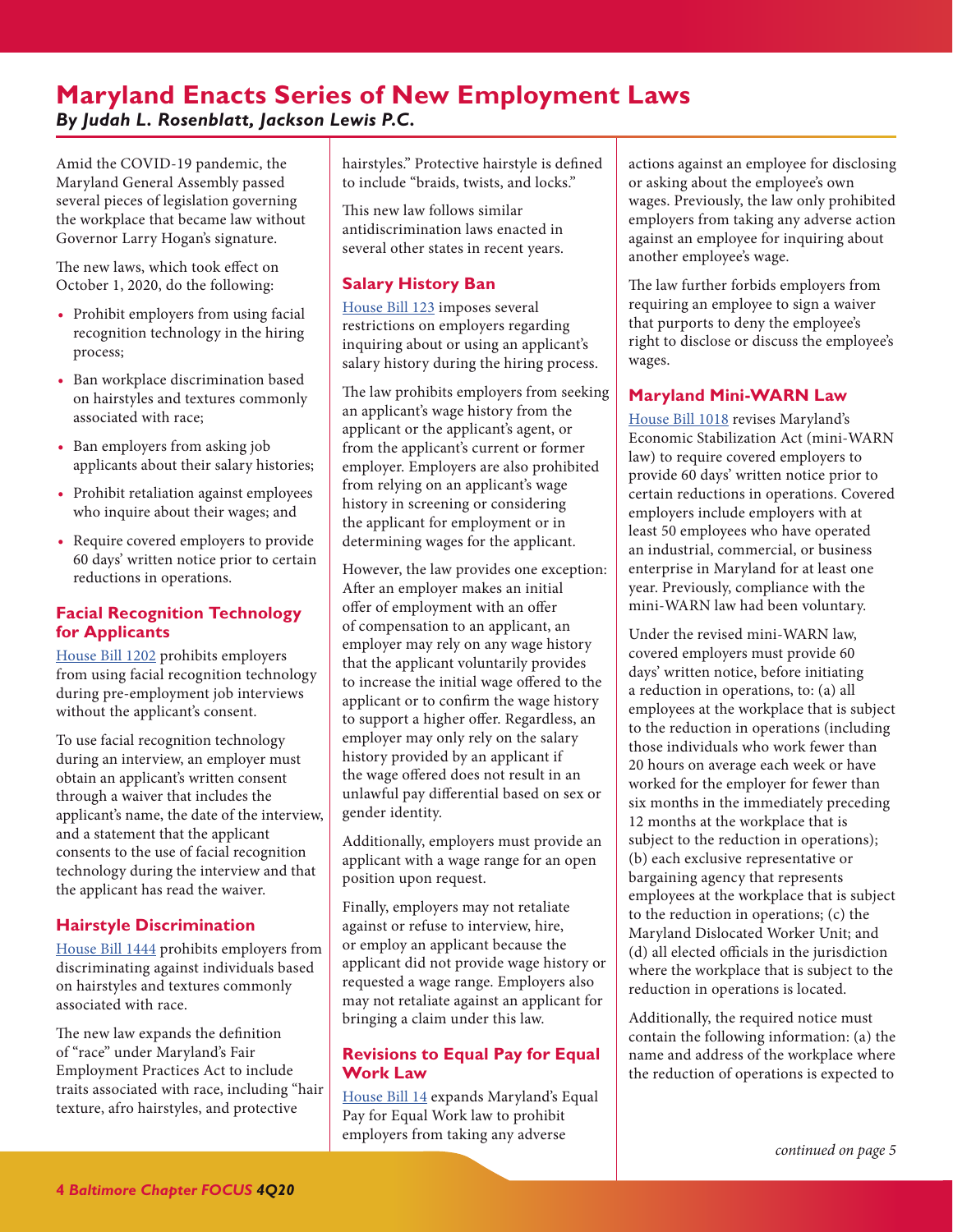# Maryland Enacts Series of New Employment Laws

***By Judah L. Rosenblatt, Jackson Lewis P.C.***

Amid the COVID-19 pandemic, the Maryland General Assembly passed several pieces of legislation governing the workplace that became law without Governor Larry Hogan's signature.

The new laws, which took effect on October 1, 2020, do the following:

- Prohibit employers from using facial recognition technology in the hiring process;
- Ban workplace discrimination based on hairstyles and textures commonly associated with race;
- Ban employers from asking job applicants about their salary histories;
- Prohibit retaliation against employees who inquire about their wages; and
- Require covered employers to provide 60 days' written notice prior to certain reductions in operations.

## Facial Recognition Technology for Applicants

House Bill 1202 prohibits employers from using facial recognition technology during pre-employment job interviews without the applicant's consent.

To use facial recognition technology during an interview, an employer must obtain an applicant's written consent through a waiver that includes the applicant's name, the date of the interview, and a statement that the applicant consents to the use of facial recognition technology during the interview and that the applicant has read the waiver.

## Hairstyle Discrimination

House Bill 1444 prohibits employers from discriminating against individuals based on hairstyles and textures commonly associated with race.

The new law expands the definition of "race" under Maryland's Fair Employment Practices Act to include traits associated with race, including "hair texture, afro hairstyles, and protective hairstyles." Protective hairstyle is defined to include "braids, twists, and locks."

This new law follows similar antidiscrimination laws enacted in several other states in recent years.

## Salary History Ban

House Bill 123 imposes several restrictions on employers regarding inquiring about or using an applicant's salary history during the hiring process.

The law prohibits employers from seeking an applicant's wage history from the applicant or the applicant's agent, or from the applicant's current or former employer. Employers are also prohibited from relying on an applicant's wage history in screening or considering the applicant for employment or in determining wages for the applicant.

However, the law provides one exception: After an employer makes an initial offer of employment with an offer of compensation to an applicant, an employer may rely on any wage history that the applicant voluntarily provides to increase the initial wage offered to the applicant or to confirm the wage history to support a higher offer. Regardless, an employer may only rely on the salary history provided by an applicant if the wage offered does not result in an unlawful pay differential based on sex or gender identity.

Additionally, employers must provide an applicant with a wage range for an open position upon request.

Finally, employers may not retaliate against or refuse to interview, hire, or employ an applicant because the applicant did not provide wage history or requested a wage range. Employers also may not retaliate against an applicant for bringing a claim under this law.

## Revisions to Equal Pay for Equal Work Law

House Bill 14 expands Maryland's Equal Pay for Equal Work law to prohibit employers from taking any adverse actions against an employee for disclosing or asking about the employee's own wages. Previously, the law only prohibited employers from taking any adverse action against an employee for inquiring about another employee's wage.

The law further forbids employers from requiring an employee to sign a waiver that purports to deny the employee's right to disclose or discuss the employee's wages.

## Maryland Mini-WARN Law

House Bill 1018 revises Maryland's Economic Stabilization Act (mini-WARN law) to require covered employers to provide 60 days' written notice prior to certain reductions in operations. Covered employers include employers with at least 50 employees who have operated an industrial, commercial, or business enterprise in Maryland for at least one year. Previously, compliance with the mini-WARN law had been voluntary.

Under the revised mini-WARN law, covered employers must provide 60 days' written notice, before initiating a reduction in operations, to: (a) all employees at the workplace that is subject to the reduction in operations (including those individuals who work fewer than 20 hours on average each week or have worked for the employer for fewer than six months in the immediately preceding 12 months at the workplace that is subject to the reduction in operations); (b) each exclusive representative or bargaining agency that represents employees at the workplace that is subject to the reduction in operations; (c) the Maryland Dislocated Worker Unit; and (d) all elected officials in the jurisdiction where the workplace that is subject to the reduction in operations is located.

Additionally, the required notice must contain the following information: (a) the name and address of the workplace where the reduction of operations is expected to

*continued on page 5*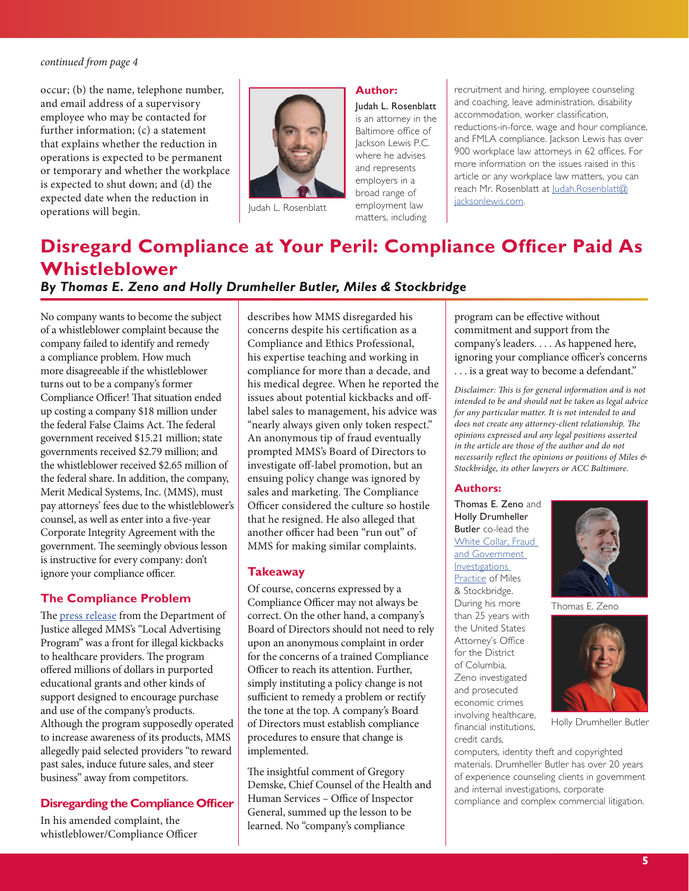*continued from page 4*

occur; (b) the name, telephone number, and email address of a supervisory employee who may be contacted for further information; (c) a statement that explains whether the reduction in operations is expected to be permanent or temporary and whether the workplace is expected to shut down; and (d) the expected date when the reduction in operations will begin.

Judah L. Rosenblatt

**Author:**

**Judah L. Rosenblatt** is an attorney in the Baltimore office of Jackson Lewis P.C. where he advises and represents employers in a broad range of employment law matters, including recruitment and hiring, employee counseling and coaching, leave administration, disability accommodation, worker classification, reductions-in-force, wage and hour compliance, and FMLA compliance. Jackson Lewis has over 900 workplace law attorneys in 62 offices. For more information on the issues raised in this article or any workplace law matters, you can reach Mr. Rosenblatt at Judah.Rosenblatt@jacksonlewis.com.

# Disregard Compliance at Your Peril: Compliance Officer Paid As Whistleblower

***By Thomas E. Zeno and Holly Drumheller Butler, Miles & Stockbridge***

No company wants to become the subject of a whistleblower complaint because the company failed to identify and remedy a compliance problem. How much more disagreeable if the whistleblower turns out to be a company's former Compliance Officer! That situation ended up costing a company $18 million under the federal False Claims Act. The federal government received $15.21 million; state governments received $2.79 million; and the whistleblower received $2.65 million of the federal share. In addition, the company, Merit Medical Systems, Inc. (MMS), must pay attorneys' fees due to the whistleblower's counsel, as well as enter into a five-year Corporate Integrity Agreement with the government. The seemingly obvious lesson is instructive for every company: don't ignore your compliance officer.

## The Compliance Problem

The press release from the Department of Justice alleged MMS's "Local Advertising Program" was a front for illegal kickbacks to healthcare providers. The program offered millions of dollars in purported educational grants and other kinds of support designed to encourage purchase and use of the company's products. Although the program supposedly operated to increase awareness of its products, MMS allegedly paid selected providers "to reward past sales, induce future sales, and steer business" away from competitors.

## Disregarding the Compliance Officer

In his amended complaint, the whistleblower/Compliance Officer describes how MMS disregarded his concerns despite his certification as a Compliance and Ethics Professional, his expertise teaching and working in compliance for more than a decade, and his medical degree. When he reported the issues about potential kickbacks and off-label sales to management, his advice was "nearly always given only token respect." An anonymous tip of fraud eventually prompted MMS's Board of Directors to investigate off-label promotion, but an ensuing policy change was ignored by sales and marketing. The Compliance Officer considered the culture so hostile that he resigned. He also alleged that another officer had been "run out" of MMS for making similar complaints.

## Takeaway

Of course, concerns expressed by a Compliance Officer may not always be correct. On the other hand, a company's Board of Directors should not need to rely upon an anonymous complaint in order for the concerns of a trained Compliance Officer to reach its attention. Further, simply instituting a policy change is not sufficient to remedy a problem or rectify the tone at the top. A company's Board of Directors must establish compliance procedures to ensure that change is implemented.

The insightful comment of Gregory Demske, Chief Counsel of the Health and Human Services – Office of Inspector General, summed up the lesson to be learned. No "company's compliance program can be effective without commitment and support from the company's leaders. . . . As happened here, ignoring your compliance officer's concerns . . . is a great way to become a defendant."

*Disclaimer: This is for general information and is not intended to be and should not be taken as legal advice for any particular matter. It is not intended to and does not create any attorney-client relationship. The opinions expressed and any legal positions asserted in the article are those of the author and do not necessarily reflect the opinions or positions of Miles & Stockbridge, its other lawyers or ACC Baltimore.*

**Authors:**

**Thomas E. Zeno** and **Holly Drumheller Butler** co-lead the White Collar, Fraud and Government Investigations Practice of Miles & Stockbridge. During his more than 25 years with the United States Attorney's Office for the District of Columbia, Zeno investigated and prosecuted economic crimes involving healthcare, financial institutions, credit cards, computers, identity theft and copyrighted materials. Drumheller Butler has over 20 years of experience counseling clients in government and internal investigations, corporate compliance and complex commercial litigation.

Thomas E. Zeno

Holly Drumheller Butler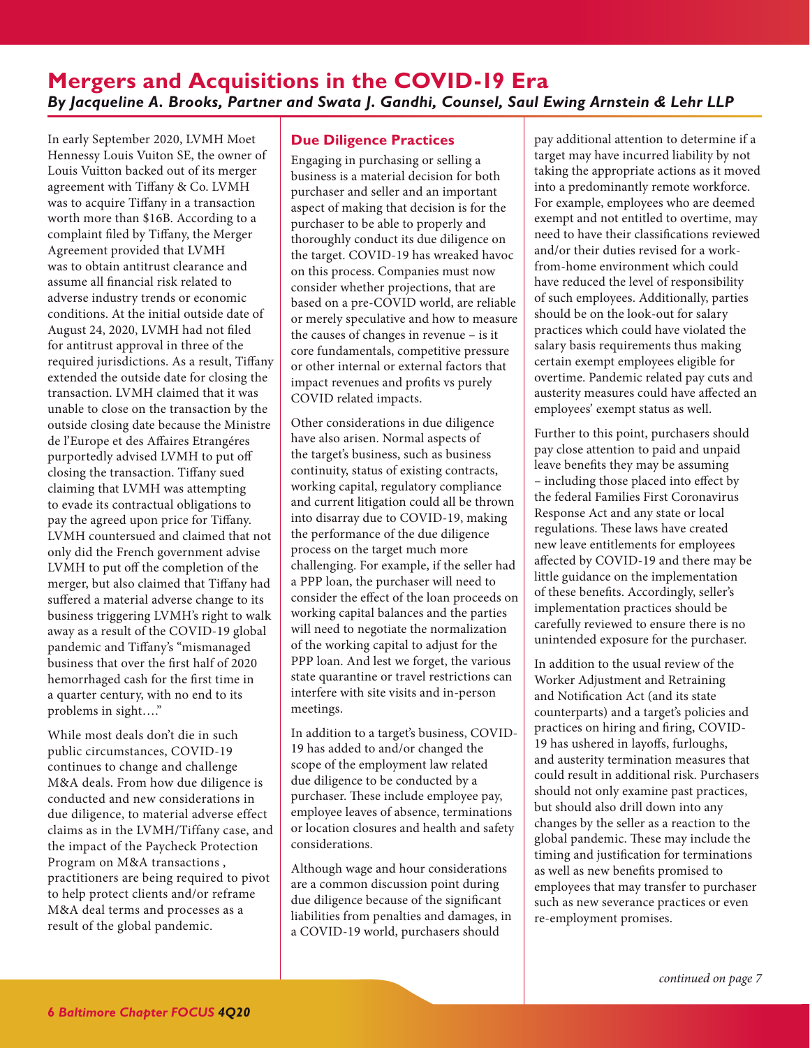# Mergers and Acquisitions in the COVID-19 Era

***By Jacqueline A. Brooks, Partner and Swata J. Gandhi, Counsel, Saul Ewing Arnstein & Lehr LLP***

In early September 2020, LVMH Moet Hennessy Louis Vuiton SE, the owner of Louis Vuitton backed out of its merger agreement with Tiffany & Co. LVMH was to acquire Tiffany in a transaction worth more than $16B. According to a complaint filed by Tiffany, the Merger Agreement provided that LVMH was to obtain antitrust clearance and assume all financial risk related to adverse industry trends or economic conditions. At the initial outside date of August 24, 2020, LVMH had not filed for antitrust approval in three of the required jurisdictions. As a result, Tiffany extended the outside date for closing the transaction. LVMH claimed that it was unable to close on the transaction by the outside closing date because the Ministre de l'Europe et des Affaires Etrangéres purportedly advised LVMH to put off closing the transaction. Tiffany sued claiming that LVMH was attempting to evade its contractual obligations to pay the agreed upon price for Tiffany. LVMH countersued and claimed that not only did the French government advise LVMH to put off the completion of the merger, but also claimed that Tiffany had suffered a material adverse change to its business triggering LVMH's right to walk away as a result of the COVID-19 global pandemic and Tiffany's "mismanaged business that over the first half of 2020 hemorrhaged cash for the first time in a quarter century, with no end to its problems in sight…."

While most deals don't die in such public circumstances, COVID-19 continues to change and challenge M&A deals. From how due diligence is conducted and new considerations in due diligence, to material adverse effect claims as in the LVMH/Tiffany case, and the impact of the Paycheck Protection Program on M&A transactions , practitioners are being required to pivot to help protect clients and/or reframe M&A deal terms and processes as a result of the global pandemic.

## Due Diligence Practices

Engaging in purchasing or selling a business is a material decision for both purchaser and seller and an important aspect of making that decision is for the purchaser to be able to properly and thoroughly conduct its due diligence on the target. COVID-19 has wreaked havoc on this process. Companies must now consider whether projections, that are based on a pre-COVID world, are reliable or merely speculative and how to measure the causes of changes in revenue – is it core fundamentals, competitive pressure or other internal or external factors that impact revenues and profits vs purely COVID related impacts.

Other considerations in due diligence have also arisen. Normal aspects of the target's business, such as business continuity, status of existing contracts, working capital, regulatory compliance and current litigation could all be thrown into disarray due to COVID-19, making the performance of the due diligence process on the target much more challenging. For example, if the seller had a PPP loan, the purchaser will need to consider the effect of the loan proceeds on working capital balances and the parties will need to negotiate the normalization of the working capital to adjust for the PPP loan. And lest we forget, the various state quarantine or travel restrictions can interfere with site visits and in-person meetings.

In addition to a target's business, COVID-19 has added to and/or changed the scope of the employment law related due diligence to be conducted by a purchaser. These include employee pay, employee leaves of absence, terminations or location closures and health and safety considerations.

Although wage and hour considerations are a common discussion point during due diligence because of the significant liabilities from penalties and damages, in a COVID-19 world, purchasers should pay additional attention to determine if a target may have incurred liability by not taking the appropriate actions as it moved into a predominantly remote workforce. For example, employees who are deemed exempt and not entitled to overtime, may need to have their classifications reviewed and/or their duties revised for a work-from-home environment which could have reduced the level of responsibility of such employees. Additionally, parties should be on the look-out for salary practices which could have violated the salary basis requirements thus making certain exempt employees eligible for overtime. Pandemic related pay cuts and austerity measures could have affected an employees' exempt status as well.

Further to this point, purchasers should pay close attention to paid and unpaid leave benefits they may be assuming – including those placed into effect by the federal Families First Coronavirus Response Act and any state or local regulations. These laws have created new leave entitlements for employees affected by COVID-19 and there may be little guidance on the implementation of these benefits. Accordingly, seller's implementation practices should be carefully reviewed to ensure there is no unintended exposure for the purchaser.

In addition to the usual review of the Worker Adjustment and Retraining and Notification Act (and its state counterparts) and a target's policies and practices on hiring and firing, COVID-19 has ushered in layoffs, furloughs, and austerity termination measures that could result in additional risk. Purchasers should not only examine past practices, but should also drill down into any changes by the seller as a reaction to the global pandemic. These may include the timing and justification for terminations as well as new benefits promised to employees that may transfer to purchaser such as new severance practices or even re-employment promises.

*continued on page 7*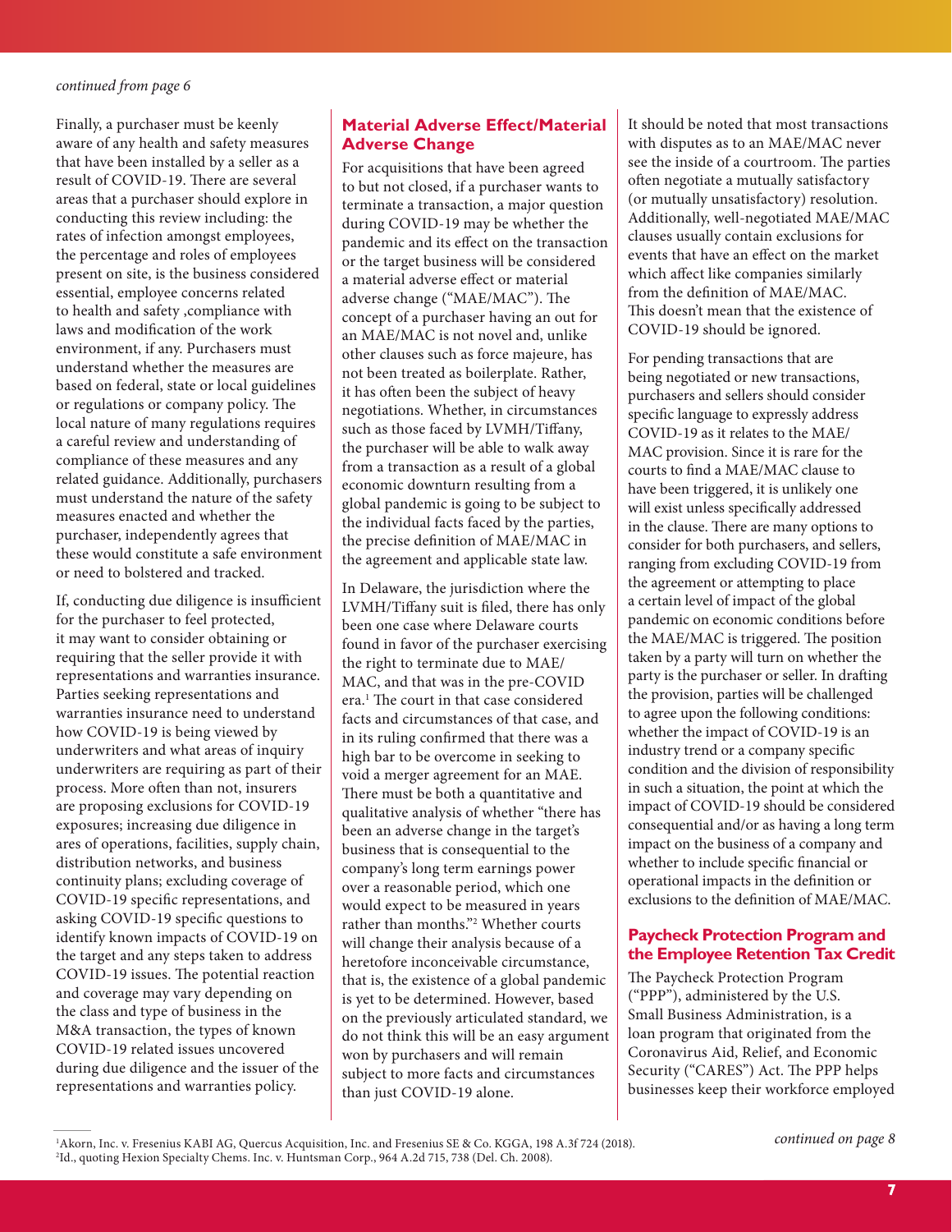*continued from page 6*

Finally, a purchaser must be keenly aware of any health and safety measures that have been installed by a seller as a result of COVID-19. There are several areas that a purchaser should explore in conducting this review including: the rates of infection amongst employees, the percentage and roles of employees present on site, is the business considered essential, employee concerns related to health and safety ,compliance with laws and modification of the work environment, if any. Purchasers must understand whether the measures are based on federal, state or local guidelines or regulations or company policy. The local nature of many regulations requires a careful review and understanding of compliance of these measures and any related guidance. Additionally, purchasers must understand the nature of the safety measures enacted and whether the purchaser, independently agrees that these would constitute a safe environment or need to bolstered and tracked.

If, conducting due diligence is insufficient for the purchaser to feel protected, it may want to consider obtaining or requiring that the seller provide it with representations and warranties insurance. Parties seeking representations and warranties insurance need to understand how COVID-19 is being viewed by underwriters and what areas of inquiry underwriters are requiring as part of their process. More often than not, insurers are proposing exclusions for COVID-19 exposures; increasing due diligence in ares of operations, facilities, supply chain, distribution networks, and business continuity plans; excluding coverage of COVID-19 specific representations, and asking COVID-19 specific questions to identify known impacts of COVID-19 on the target and any steps taken to address COVID-19 issues. The potential reaction and coverage may vary depending on the class and type of business in the M&A transaction, the types of known COVID-19 related issues uncovered during due diligence and the issuer of the representations and warranties policy.

## Material Adverse Effect/Material Adverse Change

For acquisitions that have been agreed to but not closed, if a purchaser wants to terminate a transaction, a major question during COVID-19 may be whether the pandemic and its effect on the transaction or the target business will be considered a material adverse effect or material adverse change ("MAE/MAC"). The concept of a purchaser having an out for an MAE/MAC is not novel and, unlike other clauses such as force majeure, has not been treated as boilerplate. Rather, it has often been the subject of heavy negotiations. Whether, in circumstances such as those faced by LVMH/Tiffany, the purchaser will be able to walk away from a transaction as a result of a global economic downturn resulting from a global pandemic is going to be subject to the individual facts faced by the parties, the precise definition of MAE/MAC in the agreement and applicable state law.

In Delaware, the jurisdiction where the LVMH/Tiffany suit is filed, there has only been one case where Delaware courts found in favor of the purchaser exercising the right to terminate due to MAE/MAC, and that was in the pre-COVID era.[1] The court in that case considered facts and circumstances of that case, and in its ruling confirmed that there was a high bar to be overcome in seeking to void a merger agreement for an MAE. There must be both a quantitative and qualitative analysis of whether "there has been an adverse change in the target's business that is consequential to the company's long term earnings power over a reasonable period, which one would expect to be measured in years rather than months."[2] Whether courts will change their analysis because of a heretofore inconceivable circumstance, that is, the existence of a global pandemic is yet to be determined. However, based on the previously articulated standard, we do not think this will be an easy argument won by purchasers and will remain subject to more facts and circumstances than just COVID-19 alone.

It should be noted that most transactions with disputes as to an MAE/MAC never see the inside of a courtroom. The parties often negotiate a mutually satisfactory (or mutually unsatisfactory) resolution. Additionally, well-negotiated MAE/MAC clauses usually contain exclusions for events that have an effect on the market which affect like companies similarly from the definition of MAE/MAC. This doesn't mean that the existence of COVID-19 should be ignored.

For pending transactions that are being negotiated or new transactions, purchasers and sellers should consider specific language to expressly address COVID-19 as it relates to the MAE/MAC provision. Since it is rare for the courts to find a MAE/MAC clause to have been triggered, it is unlikely one will exist unless specifically addressed in the clause. There are many options to consider for both purchasers, and sellers, ranging from excluding COVID-19 from the agreement or attempting to place a certain level of impact of the global pandemic on economic conditions before the MAE/MAC is triggered. The position taken by a party will turn on whether the party is the purchaser or seller. In drafting the provision, parties will be challenged to agree upon the following conditions: whether the impact of COVID-19 is an industry trend or a company specific condition and the division of responsibility in such a situation, the point at which the impact of COVID-19 should be considered consequential and/or as having a long term impact on the business of a company and whether to include specific financial or operational impacts in the definition or exclusions to the definition of MAE/MAC.

## Paycheck Protection Program and the Employee Retention Tax Credit

The Paycheck Protection Program ("PPP"), administered by the U.S. Small Business Administration, is a loan program that originated from the Coronavirus Aid, Relief, and Economic Security ("CARES") Act. The PPP helps businesses keep their workforce employed

*continued on page 8*

[1] Akorn, Inc. v. Fresenius KABI AG, Quercus Acquisition, Inc. and Fresenius SE & Co. KGGA, 198 A.3f 724 (2018).
[2] Id., quoting Hexion Specialty Chems. Inc. v. Huntsman Corp., 964 A.2d 715, 738 (Del. Ch. 2008).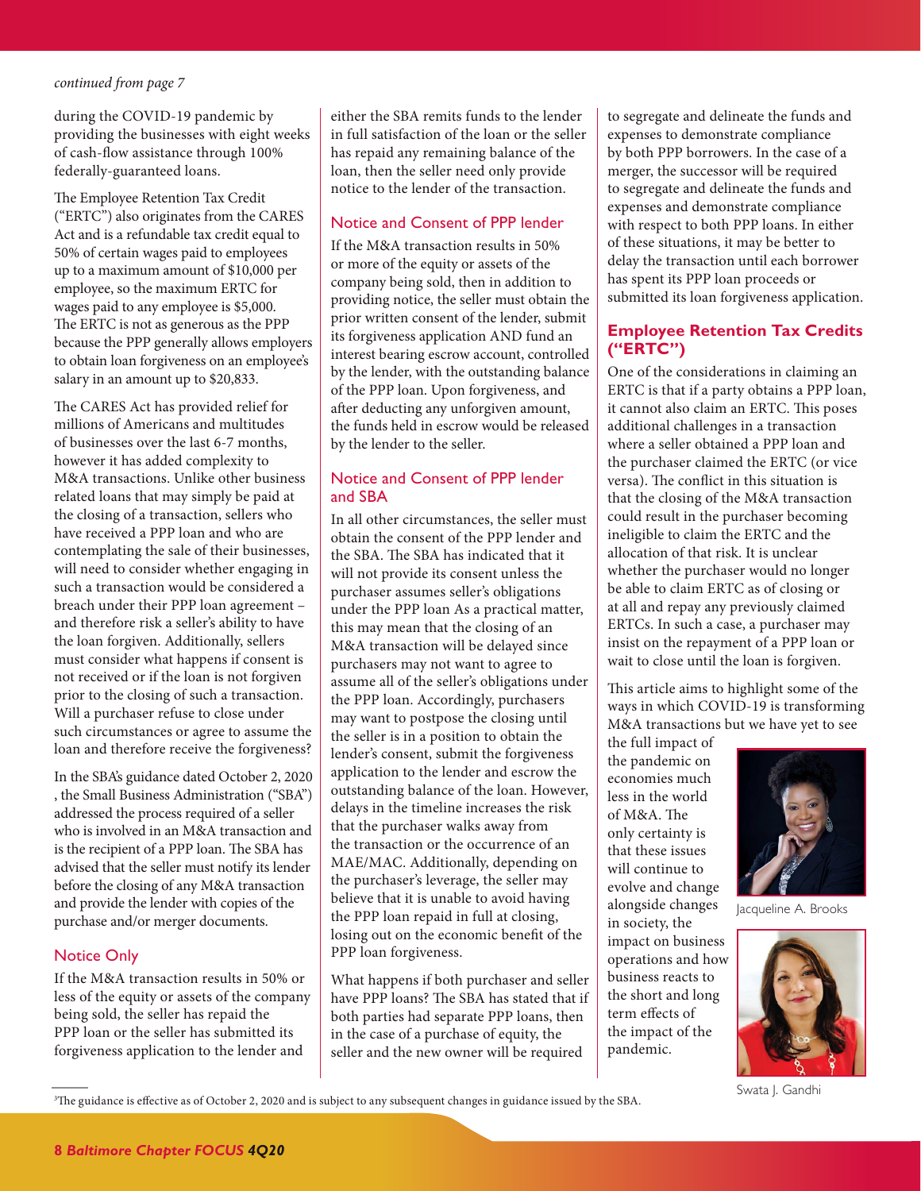*continued from page 7*

during the COVID-19 pandemic by providing the businesses with eight weeks of cash-flow assistance through 100% federally-guaranteed loans.

The Employee Retention Tax Credit ("ERTC") also originates from the CARES Act and is a refundable tax credit equal to 50% of certain wages paid to employees up to a maximum amount of $10,000 per employee, so the maximum ERTC for wages paid to any employee is $5,000. The ERTC is not as generous as the PPP because the PPP generally allows employers to obtain loan forgiveness on an employee's salary in an amount up to $20,833.

The CARES Act has provided relief for millions of Americans and multitudes of businesses over the last 6-7 months, however it has added complexity to M&A transactions. Unlike other business related loans that may simply be paid at the closing of a transaction, sellers who have received a PPP loan and who are contemplating the sale of their businesses, will need to consider whether engaging in such a transaction would be considered a breach under their PPP loan agreement – and therefore risk a seller's ability to have the loan forgiven. Additionally, sellers must consider what happens if consent is not received or if the loan is not forgiven prior to the closing of such a transaction. Will a purchaser refuse to close under such circumstances or agree to assume the loan and therefore receive the forgiveness?

In the SBA's guidance dated October 2, 2020 , the Small Business Administration ("SBA") addressed the process required of a seller who is involved in an M&A transaction and is the recipient of a PPP loan. The SBA has advised that the seller must notify its lender before the closing of any M&A transaction and provide the lender with copies of the purchase and/or merger documents.

## Notice Only

If the M&A transaction results in 50% or less of the equity or assets of the company being sold, the seller has repaid the PPP loan or the seller has submitted its forgiveness application to the lender and either the SBA remits funds to the lender in full satisfaction of the loan or the seller has repaid any remaining balance of the loan, then the seller need only provide notice to the lender of the transaction.

## Notice and Consent of PPP lender

If the M&A transaction results in 50% or more of the equity or assets of the company being sold, then in addition to providing notice, the seller must obtain the prior written consent of the lender, submit its forgiveness application AND fund an interest bearing escrow account, controlled by the lender, with the outstanding balance of the PPP loan. Upon forgiveness, and after deducting any unforgiven amount, the funds held in escrow would be released by the lender to the seller.

## Notice and Consent of PPP lender and SBA

In all other circumstances, the seller must obtain the consent of the PPP lender and the SBA. The SBA has indicated that it will not provide its consent unless the purchaser assumes seller's obligations under the PPP loan As a practical matter, this may mean that the closing of an M&A transaction will be delayed since purchasers may not want to agree to assume all of the seller's obligations under the PPP loan. Accordingly, purchasers may want to postpone the closing until the seller is in a position to obtain the lender's consent, submit the forgiveness application to the lender and escrow the outstanding balance of the loan. However, delays in the timeline increases the risk that the purchaser walks away from the transaction or the occurrence of an MAE/MAC. Additionally, depending on the purchaser's leverage, the seller may believe that it is unable to avoid having the PPP loan repaid in full at closing, losing out on the economic benefit of the PPP loan forgiveness.

What happens if both purchaser and seller have PPP loans? The SBA has stated that if both parties had separate PPP loans, then in the case of a purchase of equity, the seller and the new owner will be required to segregate and delineate the funds and expenses to demonstrate compliance by both PPP borrowers. In the case of a merger, the successor will be required to segregate and delineate the funds and expenses and demonstrate compliance with respect to both PPP loans. In either of these situations, it may be better to delay the transaction until each borrower has spent its PPP loan proceeds or submitted its loan forgiveness application.

## Employee Retention Tax Credits ("ERTC")

One of the considerations in claiming an ERTC is that if a party obtains a PPP loan, it cannot also claim an ERTC. This poses additional challenges in a transaction where a seller obtained a PPP loan and the purchaser claimed the ERTC (or vice versa). The conflict in this situation is that the closing of the M&A transaction could result in the purchaser becoming ineligible to claim the ERTC and the allocation of that risk. It is unclear whether the purchaser would no longer be able to claim ERTC as of closing or at all and repay any previously claimed ERTCs. In such a case, a purchaser may insist on the repayment of a PPP loan or wait to close until the loan is forgiven.

This article aims to highlight some of the ways in which COVID-19 is transforming M&A transactions but we have yet to see the full impact of the pandemic on economies much less in the world of M&A. The only certainty is that these issues will continue to evolve and change alongside changes in society, the impact on business operations and how business reacts to the short and long term effects of the impact of the pandemic.

Jacqueline A. Brooks

Swata J. Gandhi

---

[3]The guidance is effective as of October 2, 2020 and is subject to any subsequent changes in guidance issued by the SBA.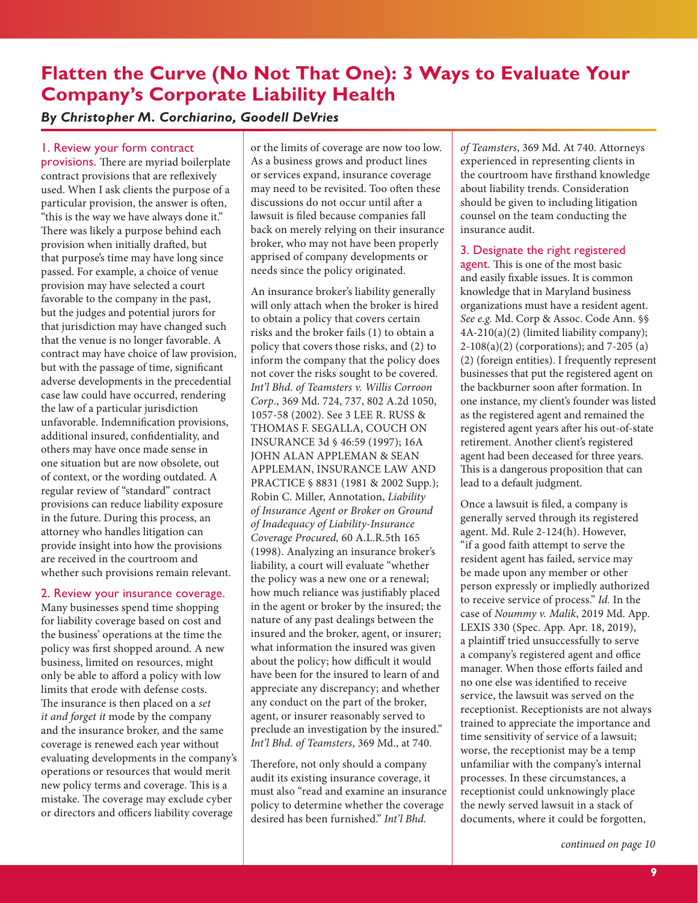## Flatten the Curve (No Not That One): 3 Ways to Evaluate Your Company's Corporate Liability Health

*By Christopher M. Corchiarino, Goodell DeVries*

**1. Review your form contract provisions.** There are myriad boilerplate contract provisions that are reflexively used. When I ask clients the purpose of a particular provision, the answer is often, "this is the way we have always done it." There was likely a purpose behind each provision when initially drafted, but that purpose's time may have long since passed. For example, a choice of venue provision may have selected a court favorable to the company in the past, but the judges and potential jurors for that jurisdiction may have changed such that the venue is no longer favorable. A contract may have choice of law provision, but with the passage of time, significant adverse developments in the precedential case law could have occurred, rendering the law of a particular jurisdiction unfavorable. Indemnification provisions, additional insured, confidentiality, and others may have once made sense in one situation but are now obsolete, out of context, or the wording outdated. A regular review of "standard" contract provisions can reduce liability exposure in the future. During this process, an attorney who handles litigation can provide insight into how the provisions are received in the courtroom and whether such provisions remain relevant.

**2. Review your insurance coverage.** Many businesses spend time shopping for liability coverage based on cost and the business' operations at the time the policy was first shopped around. A new business, limited on resources, might only be able to afford a policy with low limits that erode with defense costs. The insurance is then placed on a *set it and forget it* mode by the company and the insurance broker, and the same coverage is renewed each year without evaluating developments in the company's operations or resources that would merit new policy terms and coverage. This is a mistake. The coverage may exclude cyber or directors and officers liability coverage or the limits of coverage are now too low. As a business grows and product lines or services expand, insurance coverage may need to be revisited. Too often these discussions do not occur until after a lawsuit is filed because companies fall back on merely relying on their insurance broker, who may not have been properly apprised of company developments or needs since the policy originated.

An insurance broker's liability generally will only attach when the broker is hired to obtain a policy that covers certain risks and the broker fails (1) to obtain a policy that covers those risks, and (2) to inform the company that the policy does not cover the risks sought to be covered. *Int'l Bhd. of Teamsters v. Willis Corroon Corp*., 369 Md. 724, 737, 802 A.2d 1050, 1057-58 (2002). See 3 LEE R. RUSS & THOMAS F. SEGALLA, COUCH ON INSURANCE 3d § 46:59 (1997); 16A JOHN ALAN APPLEMAN & SEAN APPLEMAN, INSURANCE LAW AND PRACTICE § 8831 (1981 & 2002 Supp.); Robin C. Miller, Annotation, *Liability of Insurance Agent or Broker on Ground of Inadequacy of Liability-Insurance Coverage Procured,* 60 A.L.R.5th 165 (1998). Analyzing an insurance broker's liability, a court will evaluate "whether the policy was a new one or a renewal; how much reliance was justifiably placed in the agent or broker by the insured; the nature of any past dealings between the insured and the broker, agent, or insurer; what information the insured was given about the policy; how difficult it would have been for the insured to learn of and appreciate any discrepancy; and whether any conduct on the part of the broker, agent, or insurer reasonably served to preclude an investigation by the insured." *Int'l Bhd. of Teamsters*, 369 Md., at 740.

Therefore, not only should a company audit its existing insurance coverage, it must also "read and examine an insurance policy to determine whether the coverage desired has been furnished." *Int'l Bhd. of Teamsters*, 369 Md. At 740. Attorneys experienced in representing clients in the courtroom have firsthand knowledge about liability trends. Consideration should be given to including litigation counsel on the team conducting the insurance audit.

**3. Designate the right registered agent.** This is one of the most basic and easily fixable issues. It is common knowledge that in Maryland business organizations must have a resident agent. *See e.g.* Md. Corp & Assoc. Code Ann. §§ 4A-210(a)(2) (limited liability company); 2-108(a)(2) (corporations); and 7-205 (a)(2) (foreign entities). I frequently represent businesses that put the registered agent on the backburner soon after formation. In one instance, my client's founder was listed as the registered agent and remained the registered agent years after his out-of-state retirement. Another client's registered agent had been deceased for three years. This is a dangerous proposition that can lead to a default judgment.

Once a lawsuit is filed, a company is generally served through its registered agent. Md. Rule 2-124(h). However, "if a good faith attempt to serve the resident agent has failed, service may be made upon any member or other person expressly or impliedly authorized to receive service of process." *Id.* In the case of *Noummy v. Malik*, 2019 Md. App. LEXIS 330 (Spec. App. Apr. 18, 2019), a plaintiff tried unsuccessfully to serve a company's registered agent and office manager. When those efforts failed and no one else was identified to receive service, the lawsuit was served on the receptionist. Receptionists are not always trained to appreciate the importance and time sensitivity of service of a lawsuit; worse, the receptionist may be a temp unfamiliar with the company's internal processes. In these circumstances, a receptionist could unknowingly place the newly served lawsuit in a stack of documents, where it could be forgotten,

*continued on page 10*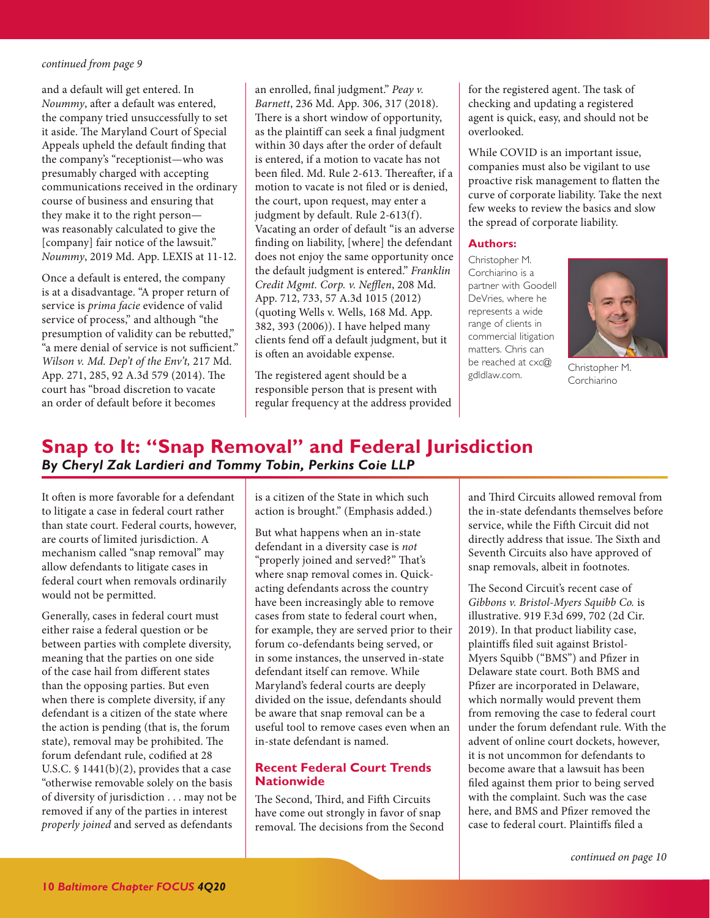*continued from page 9*

and a default will get entered. In *Noummy*, after a default was entered, the company tried unsuccessfully to set it aside. The Maryland Court of Special Appeals upheld the default finding that the company's "receptionist—who was presumably charged with accepting communications received in the ordinary course of business and ensuring that they make it to the right person—was reasonably calculated to give the [company] fair notice of the lawsuit." *Noummy*, 2019 Md. App. LEXIS at 11-12.

Once a default is entered, the company is at a disadvantage. "A proper return of service is *prima facie* evidence of valid service of process," and although "the presumption of validity can be rebutted," "a mere denial of service is not sufficient." *Wilson v. Md. Dep't of the Env't,* 217 Md. App. 271, 285, 92 A.3d 579 (2014). The court has "broad discretion to vacate an order of default before it becomes an enrolled, final judgment." *Peay v. Barnett*, 236 Md. App. 306, 317 (2018). There is a short window of opportunity, as the plaintiff can seek a final judgment within 30 days after the order of default is entered, if a motion to vacate has not been filed. Md. Rule 2-613. Thereafter, if a motion to vacate is not filed or is denied, the court, upon request, may enter a judgment by default. Rule 2-613(f). Vacating an order of default "is an adverse finding on liability, [where] the defendant does not enjoy the same opportunity once the default judgment is entered." *Franklin Credit Mgmt. Corp. v. Nefflen*, 208 Md. App. 712, 733, 57 A.3d 1015 (2012) (quoting Wells v. Wells, 168 Md. App. 382, 393 (2006)). I have helped many clients fend off a default judgment, but it is often an avoidable expense.

The registered agent should be a responsible person that is present with regular frequency at the address provided for the registered agent. The task of checking and updating a registered agent is quick, easy, and should not be overlooked.

While COVID is an important issue, companies must also be vigilant to use proactive risk management to flatten the curve of corporate liability. Take the next few weeks to review the basics and slow the spread of corporate liability.

**Authors:**

Christopher M. Corchiarino is a partner with Goodell DeVries, where he represents a wide range of clients in commercial litigation matters. Chris can be reached at cxc@gdldlaw.com.

Christopher M. Corchiarino

# Snap to It: "Snap Removal" and Federal Jurisdiction

***By Cheryl Zak Lardieri and Tommy Tobin, Perkins Coie LLP***

It often is more favorable for a defendant to litigate a case in federal court rather than state court. Federal courts, however, are courts of limited jurisdiction. A mechanism called "snap removal" may allow defendants to litigate cases in federal court when removals ordinarily would not be permitted.

Generally, cases in federal court must either raise a federal question or be between parties with complete diversity, meaning that the parties on one side of the case hail from different states than the opposing parties. But even when there is complete diversity, if any defendant is a citizen of the state where the action is pending (that is, the forum state), removal may be prohibited. The forum defendant rule, codified at 28 U.S.C. § 1441(b)(2), provides that a case "otherwise removable solely on the basis of diversity of jurisdiction . . . may not be removed if any of the parties in interest *properly joined* and served as defendants is a citizen of the State in which such action is brought." (Emphasis added.)

But what happens when an in-state defendant in a diversity case is *not* "properly joined and served?" That's where snap removal comes in. Quick-acting defendants across the country have been increasingly able to remove cases from state to federal court when, for example, they are served prior to their forum co-defendants being served, or in some instances, the unserved in-state defendant itself can remove. While Maryland's federal courts are deeply divided on the issue, defendants should be aware that snap removal can be a useful tool to remove cases even when an in-state defendant is named.

## Recent Federal Court Trends Nationwide

The Second, Third, and Fifth Circuits have come out strongly in favor of snap removal. The decisions from the Second and Third Circuits allowed removal from the in-state defendants themselves before service, while the Fifth Circuit did not directly address that issue. The Sixth and Seventh Circuits also have approved of snap removals, albeit in footnotes.

The Second Circuit's recent case of *Gibbons v. Bristol-Myers Squibb Co.* is illustrative. 919 F.3d 699, 702 (2d Cir. 2019). In that product liability case, plaintiffs filed suit against Bristol-Myers Squibb ("BMS") and Pfizer in Delaware state court. Both BMS and Pfizer are incorporated in Delaware, which normally would prevent them from removing the case to federal court under the forum defendant rule. With the advent of online court dockets, however, it is not uncommon for defendants to become aware that a lawsuit has been filed against them prior to being served with the complaint. Such was the case here, and BMS and Pfizer removed the case to federal court. Plaintiffs filed a

*continued on page 10*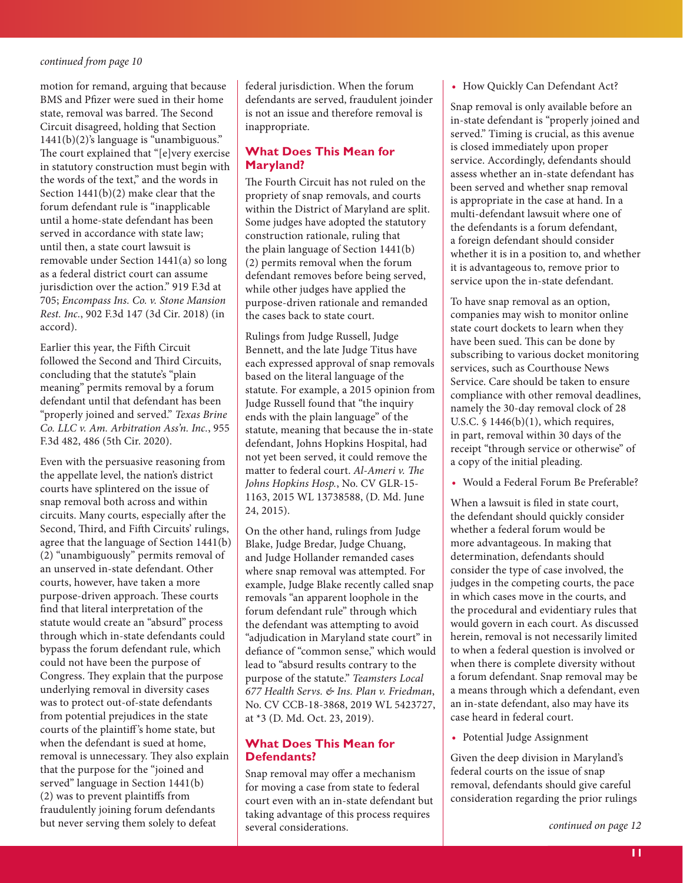*continued from page 10*

motion for remand, arguing that because BMS and Pfizer were sued in their home state, removal was barred. The Second Circuit disagreed, holding that Section 1441(b)(2)'s language is "unambiguous." The court explained that "[e]very exercise in statutory construction must begin with the words of the text," and the words in Section 1441(b)(2) make clear that the forum defendant rule is "inapplicable until a home-state defendant has been served in accordance with state law; until then, a state court lawsuit is removable under Section 1441(a) so long as a federal district court can assume jurisdiction over the action." 919 F.3d at 705; *Encompass Ins. Co. v. Stone Mansion Rest. Inc.*, 902 F.3d 147 (3d Cir. 2018) (in accord).

Earlier this year, the Fifth Circuit followed the Second and Third Circuits, concluding that the statute's "plain meaning" permits removal by a forum defendant until that defendant has been "properly joined and served." *Texas Brine Co. LLC v. Am. Arbitration Ass'n. Inc.*, 955 F.3d 482, 486 (5th Cir. 2020).

Even with the persuasive reasoning from the appellate level, the nation's district courts have splintered on the issue of snap removal both across and within circuits. Many courts, especially after the Second, Third, and Fifth Circuits' rulings, agree that the language of Section 1441(b)(2) "unambiguously" permits removal of an unserved in-state defendant. Other courts, however, have taken a more purpose-driven approach. These courts find that literal interpretation of the statute would create an "absurd" process through which in-state defendants could bypass the forum defendant rule, which could not have been the purpose of Congress. They explain that the purpose underlying removal in diversity cases was to protect out-of-state defendants from potential prejudices in the state courts of the plaintiff's home state, but when the defendant is sued at home, removal is unnecessary. They also explain that the purpose for the "joined and served" language in Section 1441(b)(2) was to prevent plaintiffs from fraudulently joining forum defendants but never serving them solely to defeat federal jurisdiction. When the forum defendants are served, fraudulent joinder is not an issue and therefore removal is inappropriate.

## What Does This Mean for Maryland?

The Fourth Circuit has not ruled on the propriety of snap removals, and courts within the District of Maryland are split. Some judges have adopted the statutory construction rationale, ruling that the plain language of Section 1441(b)(2) permits removal when the forum defendant removes before being served, while other judges have applied the purpose-driven rationale and remanded the cases back to state court.

Rulings from Judge Russell, Judge Bennett, and the late Judge Titus have each expressed approval of snap removals based on the literal language of the statute. For example, a 2015 opinion from Judge Russell found that "the inquiry ends with the plain language" of the statute, meaning that because the in-state defendant, Johns Hopkins Hospital, had not yet been served, it could remove the matter to federal court. *Al-Ameri v. The Johns Hopkins Hosp.*, No. CV GLR-15-1163, 2015 WL 13738588, (D. Md. June 24, 2015).

On the other hand, rulings from Judge Blake, Judge Bredar, Judge Chuang, and Judge Hollander remanded cases where snap removal was attempted. For example, Judge Blake recently called snap removals "an apparent loophole in the forum defendant rule" through which the defendant was attempting to avoid "adjudication in Maryland state court" in defiance of "common sense," which would lead to "absurd results contrary to the purpose of the statute." *Teamsters Local 677 Health Servs. & Ins. Plan v. Friedman*, No. CV CCB-18-3868, 2019 WL 5423727, at *3 (D. Md. Oct. 23, 2019).

## What Does This Mean for Defendants?

Snap removal may offer a mechanism for moving a case from state to federal court even with an in-state defendant but taking advantage of this process requires several considerations.

- How Quickly Can Defendant Act?

Snap removal is only available before an in-state defendant is "properly joined and served." Timing is crucial, as this avenue is closed immediately upon proper service. Accordingly, defendants should assess whether an in-state defendant has been served and whether snap removal is appropriate in the case at hand. In a multi-defendant lawsuit where one of the defendants is a forum defendant, a foreign defendant should consider whether it is in a position to, and whether it is advantageous to, remove prior to service upon the in-state defendant.

To have snap removal as an option, companies may wish to monitor online state court dockets to learn when they have been sued. This can be done by subscribing to various docket monitoring services, such as Courthouse News Service. Care should be taken to ensure compliance with other removal deadlines, namely the 30-day removal clock of 28 U.S.C. § 1446(b)(1), which requires, in part, removal within 30 days of the receipt "through service or otherwise" of a copy of the initial pleading.

- Would a Federal Forum Be Preferable?

When a lawsuit is filed in state court, the defendant should quickly consider whether a federal forum would be more advantageous. In making that determination, defendants should consider the type of case involved, the judges in the competing courts, the pace in which cases move in the courts, and the procedural and evidentiary rules that would govern in each court. As discussed herein, removal is not necessarily limited to when a federal question is involved or when there is complete diversity without a forum defendant. Snap removal may be a means through which a defendant, even an in-state defendant, also may have its case heard in federal court.

- Potential Judge Assignment

Given the deep division in Maryland's federal courts on the issue of snap removal, defendants should give careful consideration regarding the prior rulings

*continued on page 12*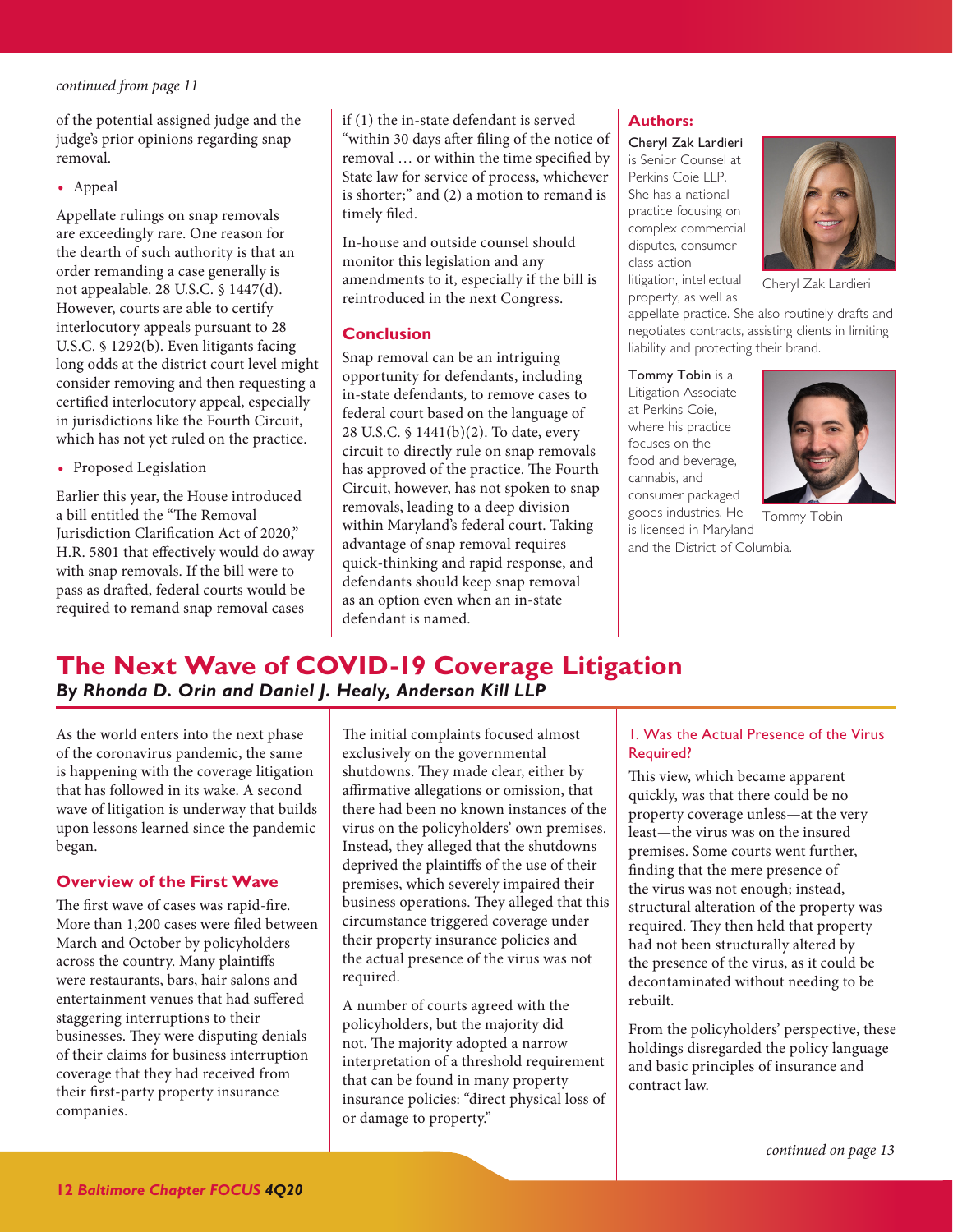*continued from page 11*

of the potential assigned judge and the judge's prior opinions regarding snap removal.

- Appeal

Appellate rulings on snap removals are exceedingly rare. One reason for the dearth of such authority is that an order remanding a case generally is not appealable. 28 U.S.C. § 1447(d). However, courts are able to certify interlocutory appeals pursuant to 28 U.S.C. § 1292(b). Even litigants facing long odds at the district court level might consider removing and then requesting a certified interlocutory appeal, especially in jurisdictions like the Fourth Circuit, which has not yet ruled on the practice.

- Proposed Legislation

Earlier this year, the House introduced a bill entitled the "The Removal Jurisdiction Clarification Act of 2020," H.R. 5801 that effectively would do away with snap removals. If the bill were to pass as drafted, federal courts would be required to remand snap removal cases if (1) the in-state defendant is served "within 30 days after filing of the notice of removal … or within the time specified by State law for service of process, whichever is shorter;" and (2) a motion to remand is timely filed.

In-house and outside counsel should monitor this legislation and any amendments to it, especially if the bill is reintroduced in the next Congress.

### Conclusion

Snap removal can be an intriguing opportunity for defendants, including in-state defendants, to remove cases to federal court based on the language of 28 U.S.C. § 1441(b)(2). To date, every circuit to directly rule on snap removals has approved of the practice. The Fourth Circuit, however, has not spoken to snap removals, leading to a deep division within Maryland's federal court. Taking advantage of snap removal requires quick-thinking and rapid response, and defendants should keep snap removal as an option even when an in-state defendant is named.

**Authors:**

Cheryl Zak Lardieri is Senior Counsel at Perkins Coie LLP. She has a national practice focusing on complex commercial disputes, consumer class action litigation, intellectual property, as well as appellate practice. She also routinely drafts and negotiates contracts, assisting clients in limiting liability and protecting their brand.

Cheryl Zak Lardieri

Tommy Tobin is a Litigation Associate at Perkins Coie, where his practice focuses on the food and beverage, cannabis, and consumer packaged goods industries. He is licensed in Maryland and the District of Columbia.

Tommy Tobin

## The Next Wave of COVID-19 Coverage Litigation

***By Rhonda D. Orin and Daniel J. Healy, Anderson Kill LLP***

As the world enters into the next phase of the coronavirus pandemic, the same is happening with the coverage litigation that has followed in its wake. A second wave of litigation is underway that builds upon lessons learned since the pandemic began.

### Overview of the First Wave

The first wave of cases was rapid-fire. More than 1,200 cases were filed between March and October by policyholders across the country. Many plaintiffs were restaurants, bars, hair salons and entertainment venues that had suffered staggering interruptions to their businesses. They were disputing denials of their claims for business interruption coverage that they had received from their first-party property insurance companies.

The initial complaints focused almost exclusively on the governmental shutdowns. They made clear, either by affirmative allegations or omission, that there had been no known instances of the virus on the policyholders' own premises. Instead, they alleged that the shutdowns deprived the plaintiffs of the use of their premises, which severely impaired their business operations. They alleged that this circumstance triggered coverage under their property insurance policies and the actual presence of the virus was not required.

A number of courts agreed with the policyholders, but the majority did not. The majority adopted a narrow interpretation of a threshold requirement that can be found in many property insurance policies: "direct physical loss of or damage to property."

#### 1. Was the Actual Presence of the Virus Required?

This view, which became apparent quickly, was that there could be no property coverage unless—at the very least—the virus was on the insured premises. Some courts went further, finding that the mere presence of the virus was not enough; instead, structural alteration of the property was required. They then held that property had not been structurally altered by the presence of the virus, as it could be decontaminated without needing to be rebuilt.

From the policyholders' perspective, these holdings disregarded the policy language and basic principles of insurance and contract law.

*continued on page 13*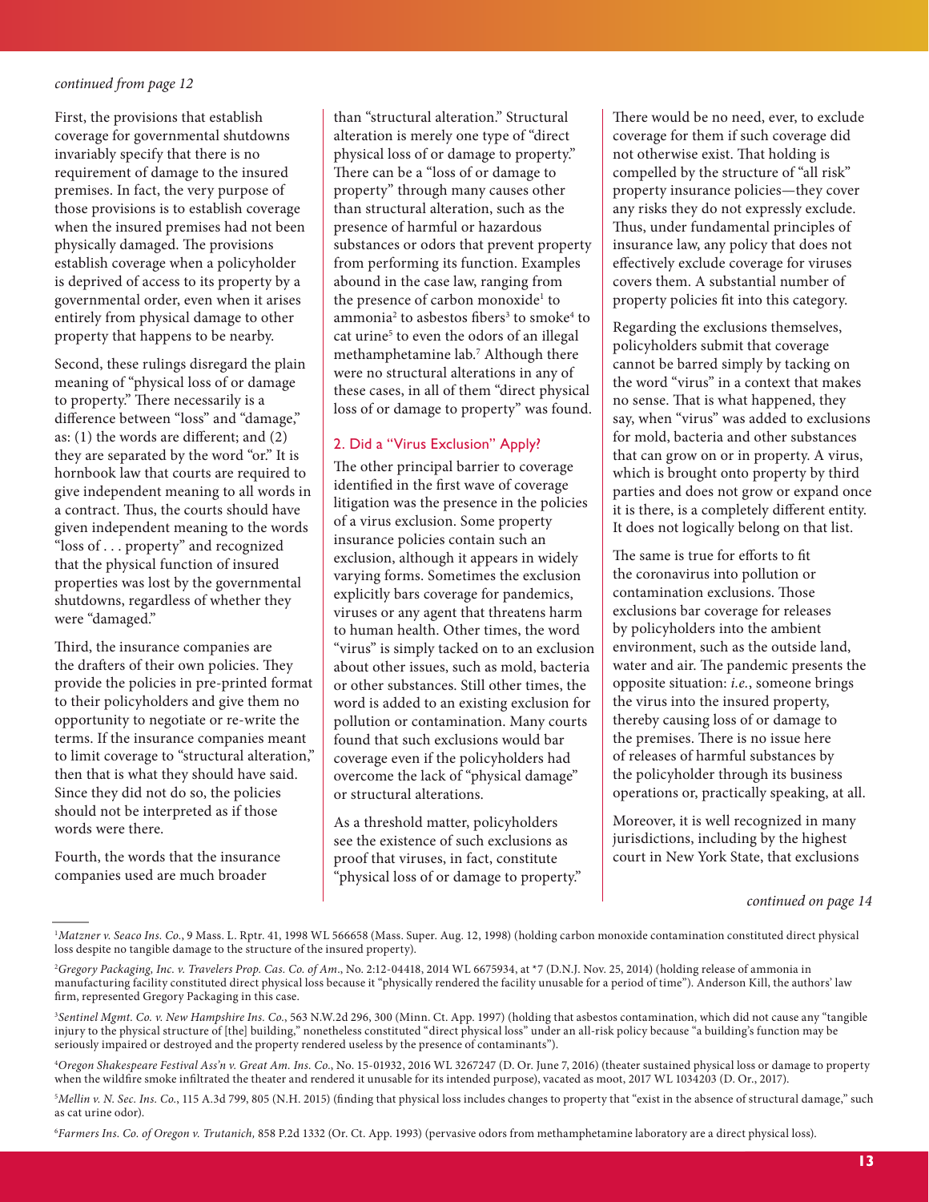*continued from page 12*

First, the provisions that establish coverage for governmental shutdowns invariably specify that there is no requirement of damage to the insured premises. In fact, the very purpose of those provisions is to establish coverage when the insured premises had not been physically damaged. The provisions establish coverage when a policyholder is deprived of access to its property by a governmental order, even when it arises entirely from physical damage to other property that happens to be nearby.

Second, these rulings disregard the plain meaning of "physical loss of or damage to property." There necessarily is a difference between "loss" and "damage," as: (1) the words are different; and (2) they are separated by the word "or." It is hornbook law that courts are required to give independent meaning to all words in a contract. Thus, the courts should have given independent meaning to the words "loss of . . . property" and recognized that the physical function of insured properties was lost by the governmental shutdowns, regardless of whether they were "damaged."

Third, the insurance companies are the drafters of their own policies. They provide the policies in pre-printed format to their policyholders and give them no opportunity to negotiate or re-write the terms. If the insurance companies meant to limit coverage to "structural alteration," then that is what they should have said. Since they did not do so, the policies should not be interpreted as if those words were there.

Fourth, the words that the insurance companies used are much broader than "structural alteration." Structural alteration is merely one type of "direct physical loss of or damage to property." There can be a "loss of or damage to property" through many causes other than structural alteration, such as the presence of harmful or hazardous substances or odors that prevent property from performing its function. Examples abound in the case law, ranging from the presence of carbon monoxide[1] to ammonia[2] to asbestos fibers[3] to smoke[4] to cat urine[5] to even the odors of an illegal methamphetamine lab.[7] Although there were no structural alterations in any of these cases, in all of them "direct physical loss of or damage to property" was found.

## 2. Did a "Virus Exclusion" Apply?

The other principal barrier to coverage identified in the first wave of coverage litigation was the presence in the policies of a virus exclusion. Some property insurance policies contain such an exclusion, although it appears in widely varying forms. Sometimes the exclusion explicitly bars coverage for pandemics, viruses or any agent that threatens harm to human health. Other times, the word "virus" is simply tacked on to an exclusion about other issues, such as mold, bacteria or other substances. Still other times, the word is added to an existing exclusion for pollution or contamination. Many courts found that such exclusions would bar coverage even if the policyholders had overcome the lack of "physical damage" or structural alterations.

As a threshold matter, policyholders see the existence of such exclusions as proof that viruses, in fact, constitute "physical loss of or damage to property." There would be no need, ever, to exclude coverage for them if such coverage did not otherwise exist. That holding is compelled by the structure of "all risk" property insurance policies—they cover any risks they do not expressly exclude. Thus, under fundamental principles of insurance law, any policy that does not effectively exclude coverage for viruses covers them. A substantial number of property policies fit into this category.

Regarding the exclusions themselves, policyholders submit that coverage cannot be barred simply by tacking on the word "virus" in a context that makes no sense. That is what happened, they say, when "virus" was added to exclusions for mold, bacteria and other substances that can grow on or in property. A virus, which is brought onto property by third parties and does not grow or expand once it is there, is a completely different entity. It does not logically belong on that list.

The same is true for efforts to fit the coronavirus into pollution or contamination exclusions. Those exclusions bar coverage for releases by policyholders into the ambient environment, such as the outside land, water and air. The pandemic presents the opposite situation: *i.e.*, someone brings the virus into the insured property, thereby causing loss of or damage to the premises. There is no issue here of releases of harmful substances by the policyholder through its business operations or, practically speaking, at all.

Moreover, it is well recognized in many jurisdictions, including by the highest court in New York State, that exclusions

*continued on page 14*

---

[1] *Matzner v. Seaco Ins. Co.*, 9 Mass. L. Rptr. 41, 1998 WL 566658 (Mass. Super. Aug. 12, 1998) (holding carbon monoxide contamination constituted direct physical loss despite no tangible damage to the structure of the insured property).

[2] *Gregory Packaging, Inc. v. Travelers Prop. Cas. Co. of Am*., No. 2:12-04418, 2014 WL 6675934, at *7 (D.N.J. Nov. 25, 2014) (holding release of ammonia in manufacturing facility constituted direct physical loss because it "physically rendered the facility unusable for a period of time"). Anderson Kill, the authors' law firm, represented Gregory Packaging in this case.

[3] *Sentinel Mgmt. Co. v. New Hampshire Ins. Co.*, 563 N.W.2d 296, 300 (Minn. Ct. App. 1997) (holding that asbestos contamination, which did not cause any "tangible injury to the physical structure of [the] building," nonetheless constituted "direct physical loss" under an all-risk policy because "a building's function may be seriously impaired or destroyed and the property rendered useless by the presence of contaminants").

[4] *Oregon Shakespeare Festival Ass'n v. Great Am. Ins. Co.*, No. 15-01932, 2016 WL 3267247 (D. Or. June 7, 2016) (theater sustained physical loss or damage to property when the wildfire smoke infiltrated the theater and rendered it unusable for its intended purpose), vacated as moot, 2017 WL 1034203 (D. Or., 2017).

[5] *Mellin v. N. Sec. Ins. Co.*, 115 A.3d 799, 805 (N.H. 2015) (finding that physical loss includes changes to property that "exist in the absence of structural damage," such as cat urine odor).

[6] *Farmers Ins. Co. of Oregon v. Trutanich,* 858 P.2d 1332 (Or. Ct. App. 1993) (pervasive odors from methamphetamine laboratory are a direct physical loss).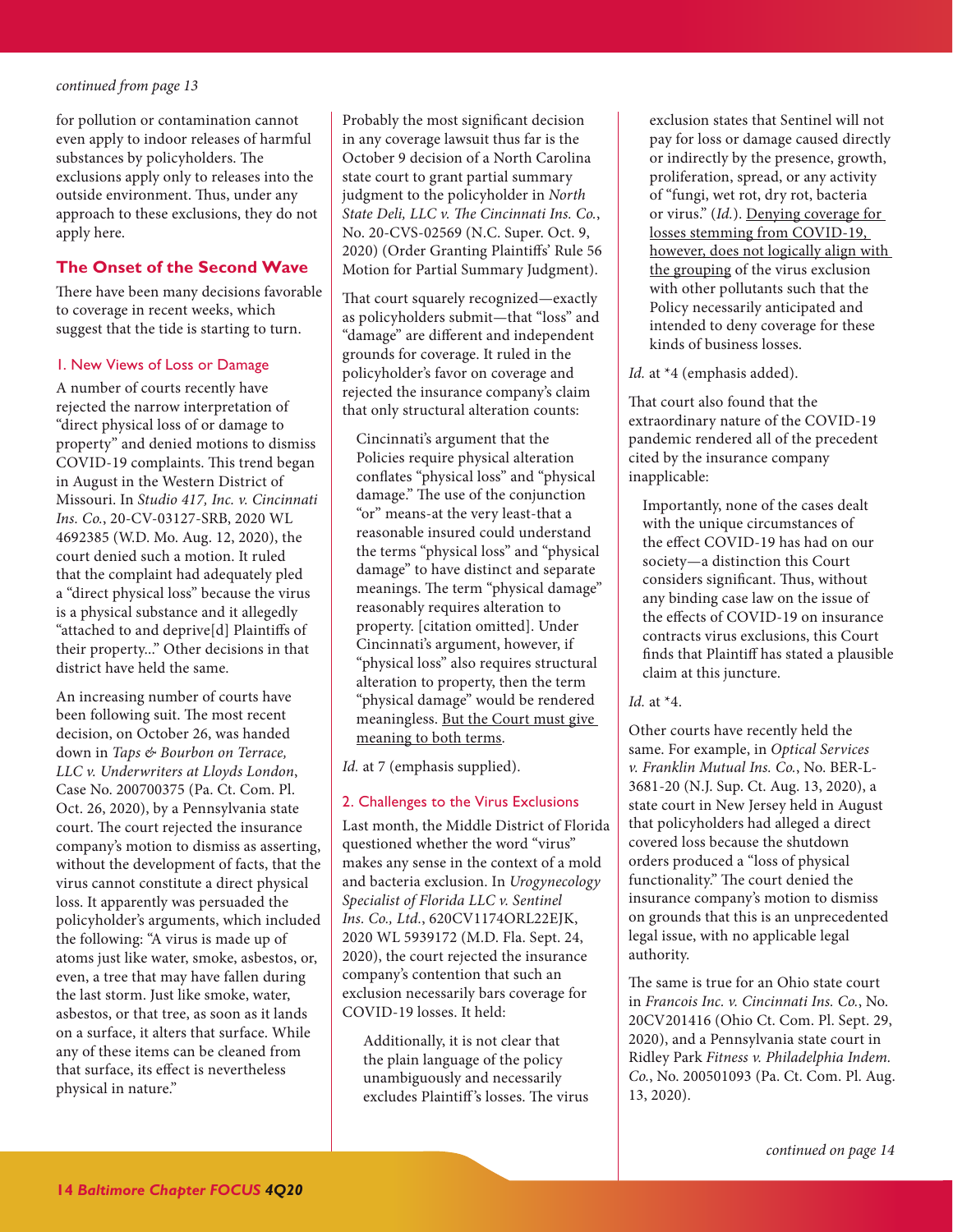*continued from page 13*

for pollution or contamination cannot even apply to indoor releases of harmful substances by policyholders. The exclusions apply only to releases into the outside environment. Thus, under any approach to these exclusions, they do not apply here.

## The Onset of the Second Wave

There have been many decisions favorable to coverage in recent weeks, which suggest that the tide is starting to turn.

### 1. New Views of Loss or Damage

A number of courts recently have rejected the narrow interpretation of "direct physical loss of or damage to property" and denied motions to dismiss COVID-19 complaints. This trend began in August in the Western District of Missouri. In *Studio 417, Inc. v. Cincinnati Ins. Co.*, 20-CV-03127-SRB, 2020 WL 4692385 (W.D. Mo. Aug. 12, 2020), the court denied such a motion. It ruled that the complaint had adequately pled a "direct physical loss" because the virus is a physical substance and it allegedly "attached to and deprive[d] Plaintiffs of their property..." Other decisions in that district have held the same.

An increasing number of courts have been following suit. The most recent decision, on October 26, was handed down in *Taps & Bourbon on Terrace, LLC v. Underwriters at Lloyds London*, Case No. 200700375 (Pa. Ct. Com. Pl. Oct. 26, 2020), by a Pennsylvania state court. The court rejected the insurance company's motion to dismiss as asserting, without the development of facts, that the virus cannot constitute a direct physical loss. It apparently was persuaded the policyholder's arguments, which included the following: "A virus is made up of atoms just like water, smoke, asbestos, or, even, a tree that may have fallen during the last storm. Just like smoke, water, asbestos, or that tree, as soon as it lands on a surface, it alters that surface. While any of these items can be cleaned from that surface, its effect is nevertheless physical in nature."

Probably the most significant decision in any coverage lawsuit thus far is the October 9 decision of a North Carolina state court to grant partial summary judgment to the policyholder in *North State Deli, LLC v. The Cincinnati Ins. Co.*, No. 20-CVS-02569 (N.C. Super. Oct. 9, 2020) (Order Granting Plaintiffs' Rule 56 Motion for Partial Summary Judgment).

That court squarely recognized—exactly as policyholders submit—that "loss" and "damage" are different and independent grounds for coverage. It ruled in the policyholder's favor on coverage and rejected the insurance company's claim that only structural alteration counts:

> Cincinnati's argument that the Policies require physical alteration conflates "physical loss" and "physical damage." The use of the conjunction "or" means-at the very least-that a reasonable insured could understand the terms "physical loss" and "physical damage" to have distinct and separate meanings. The term "physical damage" reasonably requires alteration to property. [citation omitted]. Under Cincinnati's argument, however, if "physical loss" also requires structural alteration to property, then the term "physical damage" would be rendered meaningless. <u>But the Court must give meaning to both terms</u>.

*Id.* at 7 (emphasis supplied).

### 2. Challenges to the Virus Exclusions

Last month, the Middle District of Florida questioned whether the word "virus" makes any sense in the context of a mold and bacteria exclusion. In *Urogynecology Specialist of Florida LLC v. Sentinel Ins. Co., Ltd.*, 620CV1174ORL22EJK, 2020 WL 5939172 (M.D. Fla. Sept. 24, 2020), the court rejected the insurance company's contention that such an exclusion necessarily bars coverage for COVID-19 losses. It held:

> Additionally, it is not clear that the plain language of the policy unambiguously and necessarily excludes Plaintiff's losses. The virus exclusion states that Sentinel will not pay for loss or damage caused directly or indirectly by the presence, growth, proliferation, spread, or any activity of "fungi, wet rot, dry rot, bacteria or virus." (*Id.*). <u>Denying coverage for losses stemming from COVID-19, however, does not logically align with the grouping</u> of the virus exclusion with other pollutants such that the Policy necessarily anticipated and intended to deny coverage for these kinds of business losses.

*Id.* at *4 (emphasis added).

That court also found that the extraordinary nature of the COVID-19 pandemic rendered all of the precedent cited by the insurance company inapplicable:

> Importantly, none of the cases dealt with the unique circumstances of the effect COVID-19 has had on our society—a distinction this Court considers significant. Thus, without any binding case law on the issue of the effects of COVID-19 on insurance contracts virus exclusions, this Court finds that Plaintiff has stated a plausible claim at this juncture.

*Id.* at *4.

Other courts have recently held the same. For example, in *Optical Services v. Franklin Mutual Ins. Co.*, No. BER-L-3681-20 (N.J. Sup. Ct. Aug. 13, 2020), a state court in New Jersey held in August that policyholders had alleged a direct covered loss because the shutdown orders produced a "loss of physical functionality." The court denied the insurance company's motion to dismiss on grounds that this is an unprecedented legal issue, with no applicable legal authority.

The same is true for an Ohio state court in *Francois Inc. v. Cincinnati Ins. Co.*, No. 20CV201416 (Ohio Ct. Com. Pl. Sept. 29, 2020), and a Pennsylvania state court in Ridley Park *Fitness v. Philadelphia Indem. Co.*, No. 200501093 (Pa. Ct. Com. Pl. Aug. 13, 2020).

*continued on page 14*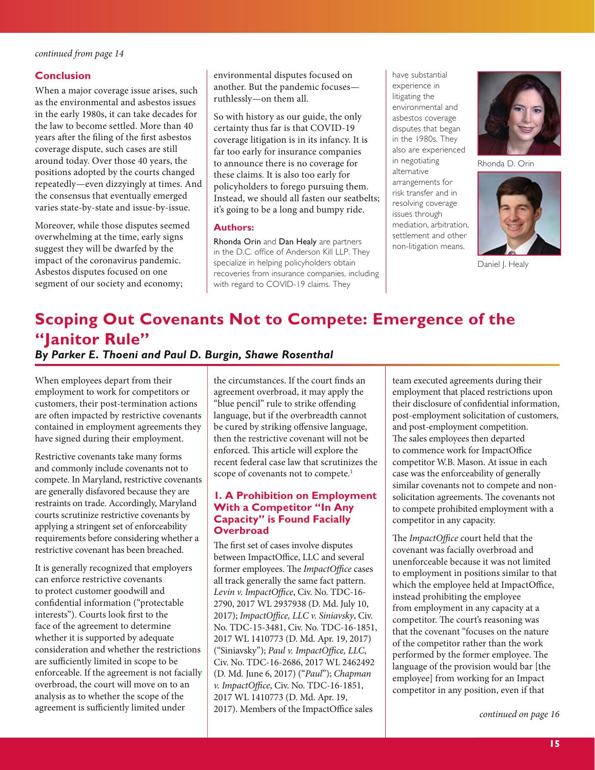*continued from page 14*

### Conclusion

When a major coverage issue arises, such as the environmental and asbestos issues in the early 1980s, it can take decades for the law to become settled. More than 40 years after the filing of the first asbestos coverage dispute, such cases are still around today. Over those 40 years, the positions adopted by the courts changed repeatedly—even dizzyingly at times. And the consensus that eventually emerged varies state-by-state and issue-by-issue.

Moreover, while those disputes seemed overwhelming at the time, early signs suggest they will be dwarfed by the impact of the coronavirus pandemic. Asbestos disputes focused on one segment of our society and economy; environmental disputes focused on another. But the pandemic focuses—ruthlessly—on them all.

So with history as our guide, the only certainty thus far is that COVID-19 coverage litigation is in its infancy. It is far too early for insurance companies to announce there is no coverage for these claims. It is also too early for policyholders to forego pursuing them. Instead, we should all fasten our seatbelts; it's going to be a long and bumpy ride.

### Authors:

Rhonda Orin and Dan Healy are partners in the D.C. office of Anderson Kill LLP. They specialize in helping policyholders obtain recoveries from insurance companies, including with regard to COVID-19 claims. They have substantial experience in litigating the environmental and asbestos coverage disputes that began in the 1980s. They also are experienced in negotiating alternative arrangements for risk transfer and in resolving coverage issues through mediation, arbitration, settlement and other non-litigation means.

Rhonda D. Orin

Daniel J. Healy

# Scoping Out Covenants Not to Compete: Emergence of the "Janitor Rule"

***By Parker E. Thoeni and Paul D. Burgin, Shawe Rosenthal***

When employees depart from their employment to work for competitors or customers, their post-termination actions are often impacted by restrictive covenants contained in employment agreements they have signed during their employment.

Restrictive covenants take many forms and commonly include covenants not to compete. In Maryland, restrictive covenants are generally disfavored because they are restraints on trade. Accordingly, Maryland courts scrutinize restrictive covenants by applying a stringent set of enforceability requirements before considering whether a restrictive covenant has been breached.

It is generally recognized that employers can enforce restrictive covenants to protect customer goodwill and confidential information ("protectable interests"). Courts look first to the face of the agreement to determine whether it is supported by adequate consideration and whether the restrictions are sufficiently limited in scope to be enforceable. If the agreement is not facially overbroad, the court will move on to an analysis as to whether the scope of the agreement is sufficiently limited under the circumstances. If the court finds an agreement overbroad, it may apply the "blue pencil" rule to strike offending language, but if the overbreadth cannot be cured by striking offensive language, then the restrictive covenant will not be enforced. This article will explore the recent federal case law that scrutinizes the scope of covenants not to compete.[1]

## 1. A Prohibition on Employment With a Competitor "In Any Capacity" is Found Facially Overbroad

The first set of cases involve disputes between ImpactOffice, LLC and several former employees. The *ImpactOffice* cases all track generally the same fact pattern. *Levin v. ImpactOffice*, Civ. No. TDC-16-2790, 2017 WL 2937938 (D. Md. July 10, 2017); *ImpactOffice, LLC v. Siniavsky*, Civ. No. TDC-15-3481, Civ. No. TDC-16-1851, 2017 WL 1410773 (D. Md. Apr. 19, 2017) ("Siniavsky"); *Paul v. ImpactOffice, LLC*, Civ. No. TDC-16-2686, 2017 WL 2462492 (D. Md. June 6, 2017) ("*Paul*"); *Chapman v. ImpactOffice*, Civ. No. TDC-16-1851, 2017 WL 1410773 (D. Md. Apr. 19, 2017). Members of the ImpactOffice sales team executed agreements during their employment that placed restrictions upon their disclosure of confidential information, post-employment solicitation of customers, and post-employment competition. The sales employees then departed to commence work for ImpactOffice competitor W.B. Mason. At issue in each case was the enforceability of generally similar covenants not to compete and non-solicitation agreements. The covenants not to compete prohibited employment with a competitor in any capacity.

The *ImpactOffice* court held that the covenant was facially overbroad and unenforceable because it was not limited to employment in positions similar to that which the employee held at ImpactOffice, instead prohibiting the employee from employment in any capacity at a competitor. The court's reasoning was that the covenant "focuses on the nature of the competitor rather than the work performed by the former employee. The language of the provision would bar [the employee] from working for an Impact competitor in any position, even if that

*continued on page 16*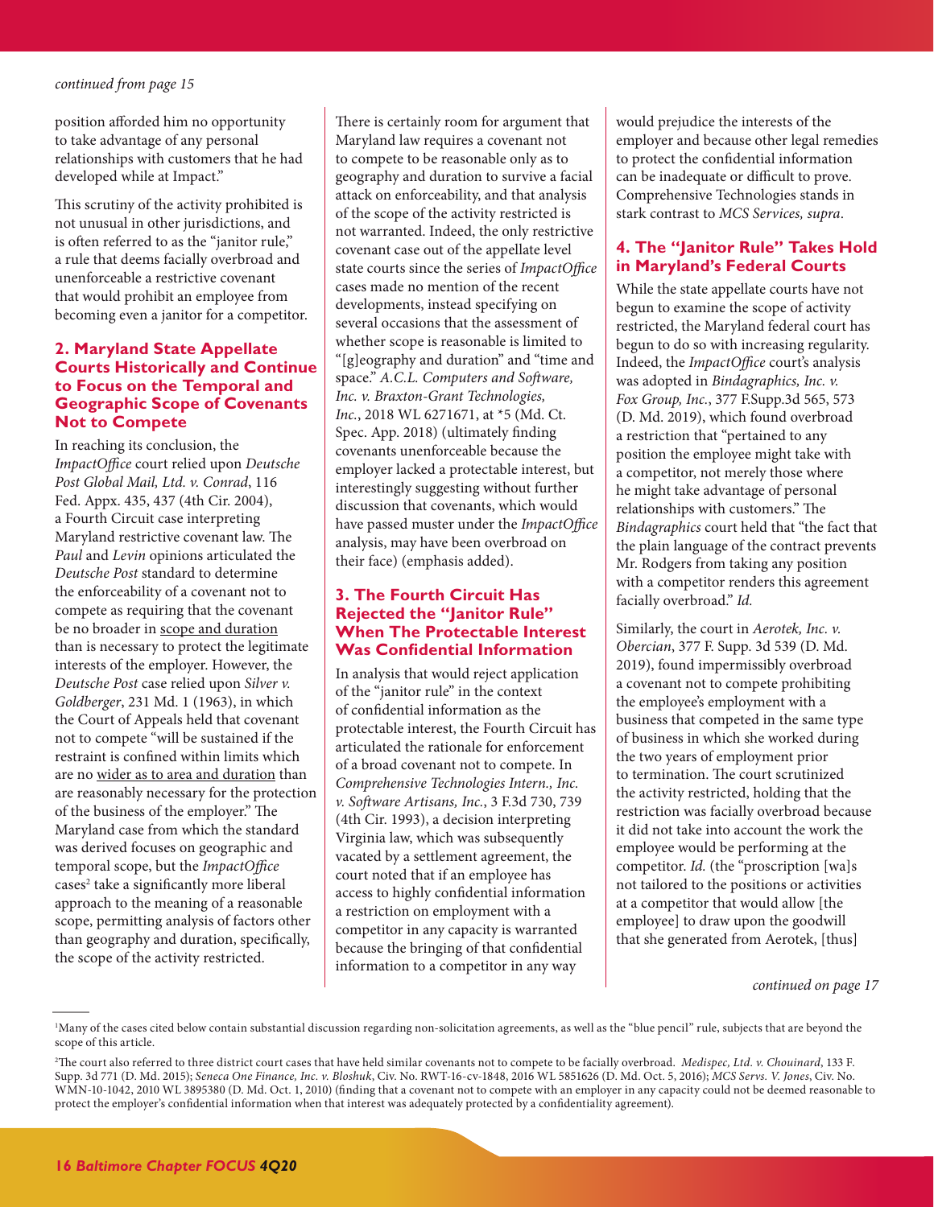*continued from page 15*

position afforded him no opportunity to take advantage of any personal relationships with customers that he had developed while at Impact."

This scrutiny of the activity prohibited is not unusual in other jurisdictions, and is often referred to as the "janitor rule," a rule that deems facially overbroad and unenforceable a restrictive covenant that would prohibit an employee from becoming even a janitor for a competitor.

## 2. Maryland State Appellate Courts Historically and Continue to Focus on the Temporal and Geographic Scope of Covenants Not to Compete

In reaching its conclusion, the *ImpactOffice* court relied upon *Deutsche Post Global Mail, Ltd. v. Conrad*, 116 Fed. Appx. 435, 437 (4th Cir. 2004), a Fourth Circuit case interpreting Maryland restrictive covenant law. The *Paul* and *Levin* opinions articulated the *Deutsche Post* standard to determine the enforceability of a covenant not to compete as requiring that the covenant be no broader in scope and duration than is necessary to protect the legitimate interests of the employer. However, the *Deutsche Post* case relied upon *Silver v. Goldberger*, 231 Md. 1 (1963), in which the Court of Appeals held that covenant not to compete "will be sustained if the restraint is confined within limits which are no wider as to area and duration than are reasonably necessary for the protection of the business of the employer." The Maryland case from which the standard was derived focuses on geographic and temporal scope, but the *ImpactOffice* cases[2] take a significantly more liberal approach to the meaning of a reasonable scope, permitting analysis of factors other than geography and duration, specifically, the scope of the activity restricted.

There is certainly room for argument that Maryland law requires a covenant not to compete to be reasonable only as to geography and duration to survive a facial attack on enforceability, and that analysis of the scope of the activity restricted is not warranted. Indeed, the only restrictive covenant case out of the appellate level state courts since the series of *ImpactOffice* cases made no mention of the recent developments, instead specifying on several occasions that the assessment of whether scope is reasonable is limited to "[g]eography and duration" and "time and space." *A.C.L. Computers and Software, Inc. v. Braxton-Grant Technologies, Inc.*, 2018 WL 6271671, at *5 (Md. Ct. Spec. App. 2018) (ultimately finding covenants unenforceable because the employer lacked a protectable interest, but interestingly suggesting without further discussion that covenants, which would have passed muster under the *ImpactOffice* analysis, may have been overbroad on their face) (emphasis added).

## 3. The Fourth Circuit Has Rejected the "Janitor Rule" When The Protectable Interest Was Confidential Information

In analysis that would reject application of the "janitor rule" in the context of confidential information as the protectable interest, the Fourth Circuit has articulated the rationale for enforcement of a broad covenant not to compete. In *Comprehensive Technologies Intern., Inc. v. Software Artisans, Inc.*, 3 F.3d 730, 739 (4th Cir. 1993), a decision interpreting Virginia law, which was subsequently vacated by a settlement agreement, the court noted that if an employee has access to highly confidential information a restriction on employment with a competitor in any capacity is warranted because the bringing of that confidential information to a competitor in any way would prejudice the interests of the employer and because other legal remedies to protect the confidential information can be inadequate or difficult to prove. Comprehensive Technologies stands in stark contrast to *MCS Services, supra*.

## 4. The "Janitor Rule" Takes Hold in Maryland's Federal Courts

While the state appellate courts have not begun to examine the scope of activity restricted, the Maryland federal court has begun to do so with increasing regularity. Indeed, the *ImpactOffice* court's analysis was adopted in *Bindagraphics, Inc. v. Fox Group, Inc.*, 377 F.Supp.3d 565, 573 (D. Md. 2019), which found overbroad a restriction that "pertained to any position the employee might take with a competitor, not merely those where he might take advantage of personal relationships with customers." The *Bindagraphics* court held that "the fact that the plain language of the contract prevents Mr. Rodgers from taking any position with a competitor renders this agreement facially overbroad." *Id.*

Similarly, the court in *Aerotek, Inc. v. Obercian*, 377 F. Supp. 3d 539 (D. Md. 2019), found impermissibly overbroad a covenant not to compete prohibiting the employee's employment with a business that competed in the same type of business in which she worked during the two years of employment prior to termination. The court scrutinized the activity restricted, holding that the restriction was facially overbroad because it did not take into account the work the employee would be performing at the competitor. *Id.* (the "proscription [wa]s not tailored to the positions or activities at a competitor that would allow [the employee] to draw upon the goodwill that she generated from Aerotek, [thus]

*continued on page 17*

---

[1]Many of the cases cited below contain substantial discussion regarding non-solicitation agreements, as well as the "blue pencil" rule, subjects that are beyond the scope of this article.

[2]The court also referred to three district court cases that have held similar covenants not to compete to be facially overbroad. *Medispec, Ltd. v. Chouinard*, 133 F. Supp. 3d 771 (D. Md. 2015); *Seneca One Finance, Inc. v. Bloshuk*, Civ. No. RWT-16-cv-1848, 2016 WL 5851626 (D. Md. Oct. 5, 2016); *MCS Servs. V. Jones*, Civ. No. WMN-10-1042, 2010 WL 3895380 (D. Md. Oct. 1, 2010) (finding that a covenant not to compete with an employer in any capacity could not be deemed reasonable to protect the employer's confidential information when that interest was adequately protected by a confidentiality agreement).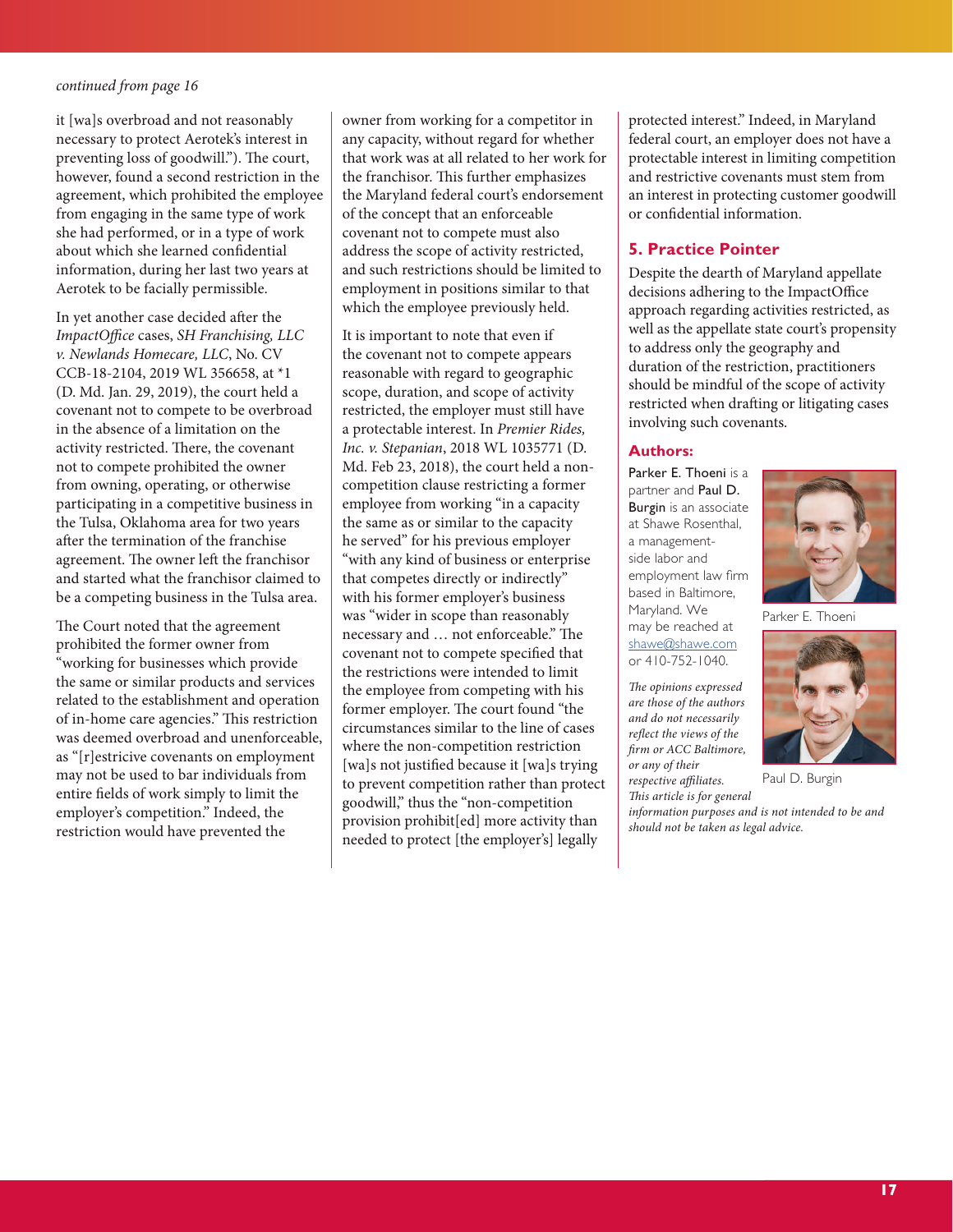*continued from page 16*

it [wa]s overbroad and not reasonably necessary to protect Aerotek's interest in preventing loss of goodwill."). The court, however, found a second restriction in the agreement, which prohibited the employee from engaging in the same type of work she had performed, or in a type of work about which she learned confidential information, during her last two years at Aerotek to be facially permissible.

In yet another case decided after the *ImpactOffice* cases, *SH Franchising, LLC v. Newlands Homecare, LLC*, No. CV CCB-18-2104, 2019 WL 356658, at *1 (D. Md. Jan. 29, 2019), the court held a covenant not to compete to be overbroad in the absence of a limitation on the activity restricted. There, the covenant not to compete prohibited the owner from owning, operating, or otherwise participating in a competitive business in the Tulsa, Oklahoma area for two years after the termination of the franchise agreement. The owner left the franchisor and started what the franchisor claimed to be a competing business in the Tulsa area.

The Court noted that the agreement prohibited the former owner from "working for businesses which provide the same or similar products and services related to the establishment and operation of in-home care agencies." This restriction was deemed overbroad and unenforceable, as "[r]estricive covenants on employment may not be used to bar individuals from entire fields of work simply to limit the employer's competition." Indeed, the restriction would have prevented the owner from working for a competitor in any capacity, without regard for whether that work was at all related to her work for the franchisor. This further emphasizes the Maryland federal court's endorsement of the concept that an enforceable covenant not to compete must also address the scope of activity restricted, and such restrictions should be limited to employment in positions similar to that which the employee previously held.

It is important to note that even if the covenant not to compete appears reasonable with regard to geographic scope, duration, and scope of activity restricted, the employer must still have a protectable interest. In *Premier Rides, Inc. v. Stepanian*, 2018 WL 1035771 (D. Md. Feb 23, 2018), the court held a non-competition clause restricting a former employee from working "in a capacity the same as or similar to the capacity he served" for his previous employer "with any kind of business or enterprise that competes directly or indirectly" with his former employer's business was "wider in scope than reasonably necessary and … not enforceable." The covenant not to compete specified that the restrictions were intended to limit the employee from competing with his former employer. The court found "the circumstances similar to the line of cases where the non-competition restriction [wa]s not justified because it [wa]s trying to prevent competition rather than protect goodwill," thus the "non-competition provision prohibit[ed] more activity than needed to protect [the employer's] legally protected interest." Indeed, in Maryland federal court, an employer does not have a protectable interest in limiting competition and restrictive covenants must stem from an interest in protecting customer goodwill or confidential information.

## 5. Practice Pointer

Despite the dearth of Maryland appellate decisions adhering to the ImpactOffice approach regarding activities restricted, as well as the appellate state court's propensity to address only the geography and duration of the restriction, practitioners should be mindful of the scope of activity restricted when drafting or litigating cases involving such covenants.

### Authors:

**Parker E. Thoeni** is a partner and **Paul D. Burgin** is an associate at Shawe Rosenthal, a management-side labor and employment law firm based in Baltimore, Maryland. We may be reached at shawe@shawe.com or 410-752-1040.

Parker E. Thoeni

Paul D. Burgin

*The opinions expressed are those of the authors and do not necessarily reflect the views of the firm or ACC Baltimore, or any of their respective affiliates. This article is for general information purposes and is not intended to be and should not be taken as legal advice.*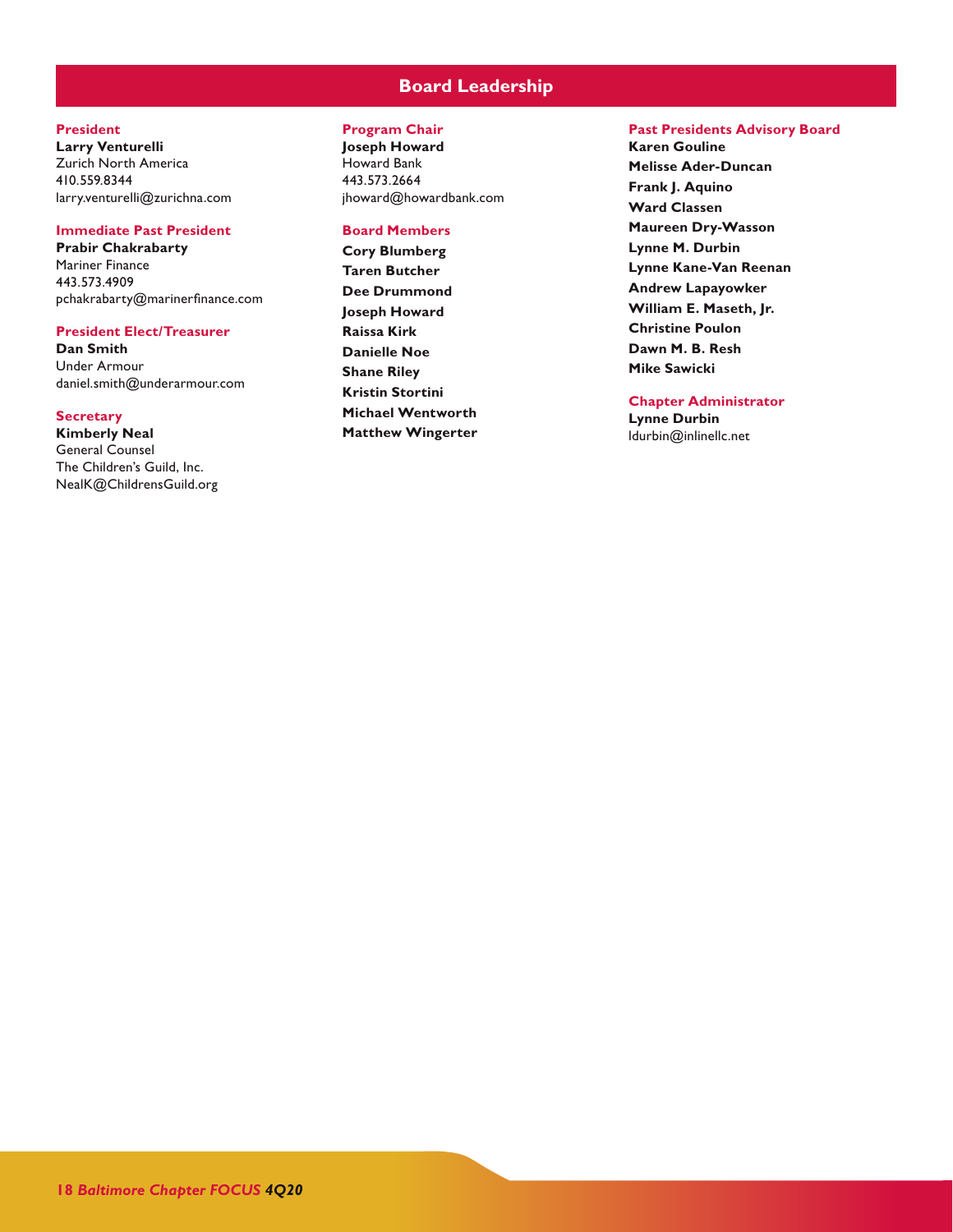# Board Leadership

### President
**Larry Venturelli**
Zurich North America
410.559.8344
larry.venturelli@zurichna.com

### Immediate Past President
**Prabir Chakrabarty**
Mariner Finance
443.573.4909
pchakrabarty@marinerfinance.com

### President Elect/Treasurer
**Dan Smith**
Under Armour
daniel.smith@underarmour.com

### Secretary
**Kimberly Neal**
General Counsel
The Children's Guild, Inc.
NealK@ChildrensGuild.org

### Program Chair
**Joseph Howard**
Howard Bank
443.573.2664
jhoward@howardbank.com

### Board Members
**Cory Blumberg**
**Taren Butcher**
**Dee Drummond**
**Joseph Howard**
**Raissa Kirk**
**Danielle Noe**
**Shane Riley**
**Kristin Stortini**
**Michael Wentworth**
**Matthew Wingerter**

### Past Presidents Advisory Board
**Karen Gouline**
**Melisse Ader-Duncan**
**Frank J. Aquino**
**Ward Classen**
**Maureen Dry-Wasson**
**Lynne M. Durbin**
**Lynne Kane-Van Reenan**
**Andrew Lapayowker**
**William E. Maseth, Jr.**
**Christine Poulon**
**Dawn M. B. Resh**
**Mike Sawicki**

### Chapter Administrator
**Lynne Durbin**
ldurbin@inlinellc.net